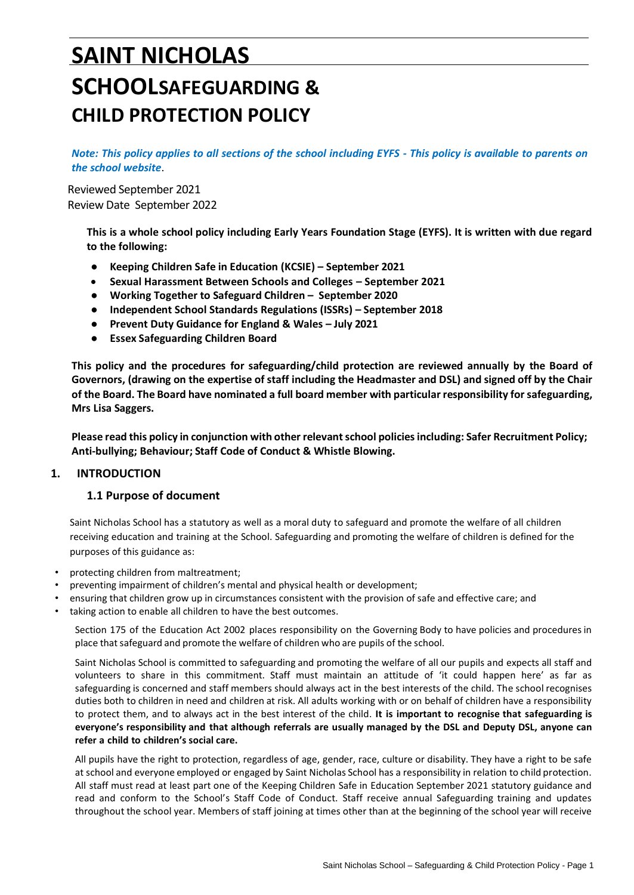# SAINT NICHOLAS SCHOOLSAFEGUARDING & CHILD PROTECTION POLICY

***Note: This policy applies to all sections of the school including EYFS - This policy is available to parents on the school website***.

Reviewed September 2021
Review Date September 2022

**This is a whole school policy including Early Years Foundation Stage (EYFS). It is written with due regard to the following:**

- **Keeping Children Safe in Education (KCSIE) – September 2021**
- **Sexual Harassment Between Schools and Colleges – September 2021**
- **Working Together to Safeguard Children – September 2020**
- **Independent School Standards Regulations (ISSRs) – September 2018**
- **Prevent Duty Guidance for England & Wales – July 2021**
- **Essex Safeguarding Children Board**

**This policy and the procedures for safeguarding/child protection are reviewed annually by the Board of Governors, (drawing on the expertise of staff including the Headmaster and DSL) and signed off by the Chair of the Board. The Board have nominated a full board member with particular responsibility for safeguarding, Mrs Lisa Saggers.**

**Please read this policy in conjunction with other relevant school policies including: Safer Recruitment Policy; Anti-bullying; Behaviour; Staff Code of Conduct & Whistle Blowing.**

## 1. INTRODUCTION

### 1.1 Purpose of document

Saint Nicholas School has a statutory as well as a moral duty to safeguard and promote the welfare of all children receiving education and training at the School. Safeguarding and promoting the welfare of children is defined for the purposes of this guidance as:

- protecting children from maltreatment;
- preventing impairment of children's mental and physical health or development;
- ensuring that children grow up in circumstances consistent with the provision of safe and effective care; and
- taking action to enable all children to have the best outcomes.

Section 175 of the Education Act 2002 places responsibility on the Governing Body to have policies and procedures in place that safeguard and promote the welfare of children who are pupils of the school.

Saint Nicholas School is committed to safeguarding and promoting the welfare of all our pupils and expects all staff and volunteers to share in this commitment. Staff must maintain an attitude of 'it could happen here' as far as safeguarding is concerned and staff members should always act in the best interests of the child. The school recognises duties both to children in need and children at risk. All adults working with or on behalf of children have a responsibility to protect them, and to always act in the best interest of the child. **It is important to recognise that safeguarding is everyone's responsibility and that although referrals are usually managed by the DSL and Deputy DSL, anyone can refer a child to children's social care.**

All pupils have the right to protection, regardless of age, gender, race, culture or disability. They have a right to be safe at school and everyone employed or engaged by Saint Nicholas School has a responsibility in relation to child protection. All staff must read at least part one of the Keeping Children Safe in Education September 2021 statutory guidance and read and conform to the School's Staff Code of Conduct. Staff receive annual Safeguarding training and updates throughout the school year. Members of staff joining at times other than at the beginning of the school year will receive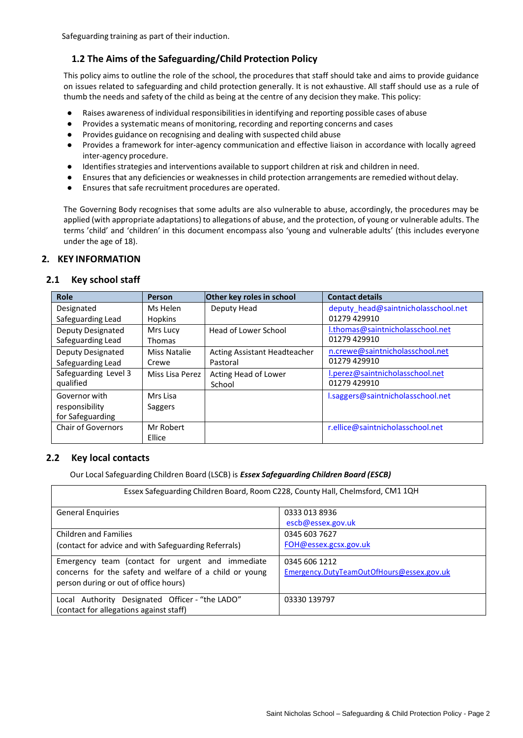Safeguarding training as part of their induction.

### 1.2 The Aims of the Safeguarding/Child Protection Policy

This policy aims to outline the role of the school, the procedures that staff should take and aims to provide guidance on issues related to safeguarding and child protection generally. It is not exhaustive. All staff should use as a rule of thumb the needs and safety of the child as being at the centre of any decision they make. This policy:

- Raises awareness of individual responsibilities in identifying and reporting possible cases of abuse
- Provides a systematic means of monitoring, recording and reporting concerns and cases
- Provides guidance on recognising and dealing with suspected child abuse
- Provides a framework for inter-agency communication and effective liaison in accordance with locally agreed inter-agency procedure.
- Identifies strategies and interventions available to support children at risk and children in need.
- Ensures that any deficiencies or weaknesses in child protection arrangements are remedied without delay.
- Ensures that safe recruitment procedures are operated.

The Governing Body recognises that some adults are also vulnerable to abuse, accordingly, the procedures may be applied (with appropriate adaptations) to allegations of abuse, and the protection, of young or vulnerable adults. The terms 'child' and 'children' in this document encompass also 'young and vulnerable adults' (this includes everyone under the age of 18).

## 2. KEY INFORMATION

### 2.1 Key school staff

| Role | Person | Other key roles in school | Contact details |
|---|---|---|---|
| Designated Safeguarding Lead | Ms Helen Hopkins | Deputy Head | deputy_head@saintnicholasschool.net 01279 429910 |
| Deputy Designated Safeguarding Lead | Mrs Lucy Thomas | Head of Lower School | l.thomas@saintnicholasschool.net 01279 429910 |
| Deputy Designated Safeguarding Lead | Miss Natalie Crewe | Acting Assistant Headteacher Pastoral | n.crewe@saintnicholasschool.net 01279 429910 |
| Safeguarding Level 3 qualified | Miss Lisa Perez | Acting Head of Lower School | l.perez@saintnicholasschool.net 01279 429910 |
| Governor with responsibility for Safeguarding | Mrs Lisa Saggers | | l.saggers@saintnicholasschool.net |
| Chair of Governors | Mr Robert Ellice | | r.ellice@saintnicholasschool.net |

### 2.2 Key local contacts

Our Local Safeguarding Children Board (LSCB) is ***Essex Safeguarding Children Board (ESCB)***

| Essex Safeguarding Children Board, Room C228, County Hall, Chelmsford, CM1 1QH | |
|---|---|
| General Enquiries | 0333 013 8936 escb@essex.gov.uk |
| Children and Families (contact for advice and with Safeguarding Referrals) | 0345 603 7627 FOH@essex.gcsx.gov.uk |
| Emergency team (contact for urgent and immediate concerns for the safety and welfare of a child or young person during or out of office hours) | 0345 606 1212 Emergency.DutyTeamOutOfHours@essex.gov.uk |
| Local Authority Designated Officer - "the LADO" (contact for allegations against staff) | 03330 139797 |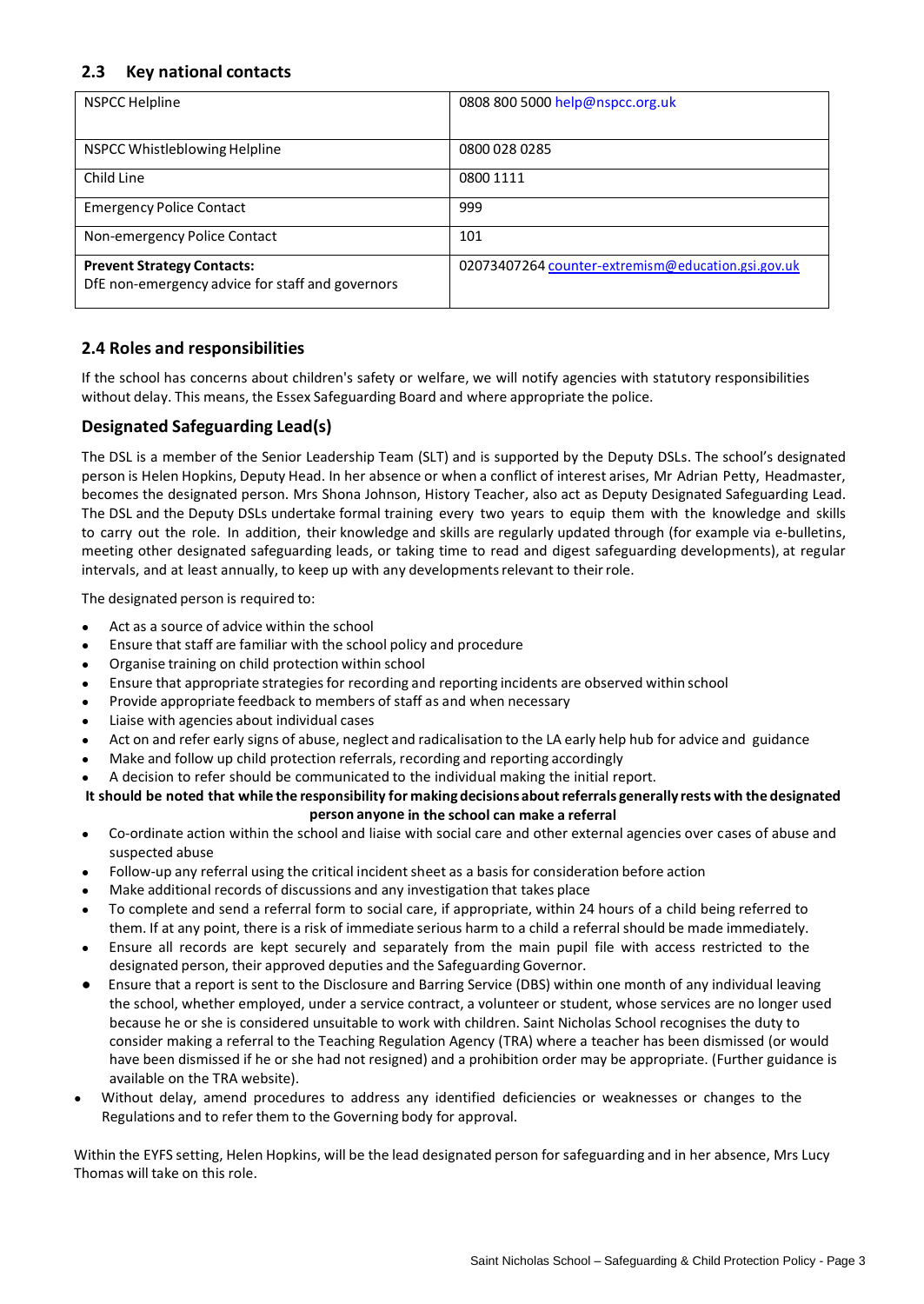## 2.3 Key national contacts

| | |
|---|---|
| NSPCC Helpline | 0808 800 5000 help@nspcc.org.uk |
| NSPCC Whistleblowing Helpline | 0800 028 0285 |
| Child Line | 0800 1111 |
| Emergency Police Contact | 999 |
| Non-emergency Police Contact | 101 |
| **Prevent Strategy Contacts:** DfE non-emergency advice for staff and governors | 02073407264 counter-extremism@education.gsi.gov.uk |

## 2.4 Roles and responsibilities

If the school has concerns about children's safety or welfare, we will notify agencies with statutory responsibilities without delay. This means, the Essex Safeguarding Board and where appropriate the police.

## Designated Safeguarding Lead(s)

The DSL is a member of the Senior Leadership Team (SLT) and is supported by the Deputy DSLs. The school's designated person is Helen Hopkins, Deputy Head. In her absence or when a conflict of interest arises, Mr Adrian Petty, Headmaster, becomes the designated person. Mrs Shona Johnson, History Teacher, also act as Deputy Designated Safeguarding Lead. The DSL and the Deputy DSLs undertake formal training every two years to equip them with the knowledge and skills to carry out the role. In addition, their knowledge and skills are regularly updated through (for example via e-bulletins, meeting other designated safeguarding leads, or taking time to read and digest safeguarding developments), at regular intervals, and at least annually, to keep up with any developments relevant to their role.

The designated person is required to:

- Act as a source of advice within the school
- Ensure that staff are familiar with the school policy and procedure
- Organise training on child protection within school
- Ensure that appropriate strategies for recording and reporting incidents are observed within school
- Provide appropriate feedback to members of staff as and when necessary
- Liaise with agencies about individual cases
- Act on and refer early signs of abuse, neglect and radicalisation to the LA early help hub for advice and guidance
- Make and follow up child protection referrals, recording and reporting accordingly
- A decision to refer should be communicated to the individual making the initial report.

**It should be noted that while the responsibility for making decisions about referrals generally rests with the designated person anyone in the school can make a referral**

- Co-ordinate action within the school and liaise with social care and other external agencies over cases of abuse and suspected abuse
- Follow-up any referral using the critical incident sheet as a basis for consideration before action
- Make additional records of discussions and any investigation that takes place
- To complete and send a referral form to social care, if appropriate, within 24 hours of a child being referred to them. If at any point, there is a risk of immediate serious harm to a child a referral should be made immediately.
- Ensure all records are kept securely and separately from the main pupil file with access restricted to the designated person, their approved deputies and the Safeguarding Governor.
- Ensure that a report is sent to the Disclosure and Barring Service (DBS) within one month of any individual leaving the school, whether employed, under a service contract, a volunteer or student, whose services are no longer used because he or she is considered unsuitable to work with children. Saint Nicholas School recognises the duty to consider making a referral to the Teaching Regulation Agency (TRA) where a teacher has been dismissed (or would have been dismissed if he or she had not resigned) and a prohibition order may be appropriate. (Further guidance is available on the TRA website).
- Without delay, amend procedures to address any identified deficiencies or weaknesses or changes to the Regulations and to refer them to the Governing body for approval.

Within the EYFS setting, Helen Hopkins, will be the lead designated person for safeguarding and in her absence, Mrs Lucy Thomas will take on this role.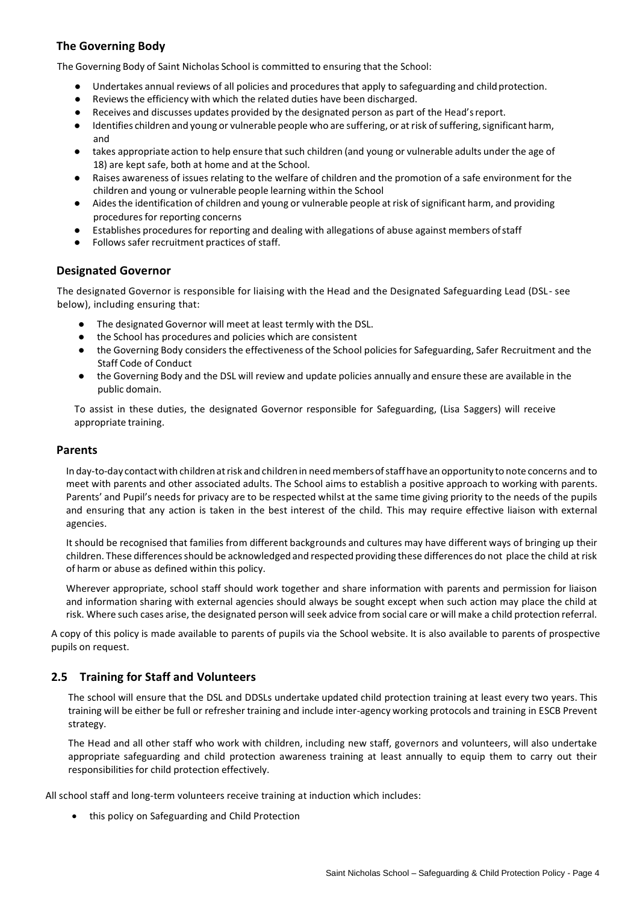## The Governing Body

The Governing Body of Saint Nicholas School is committed to ensuring that the School:

- Undertakes annual reviews of all policies and procedures that apply to safeguarding and child protection.
- Reviews the efficiency with which the related duties have been discharged.
- Receives and discusses updates provided by the designated person as part of the Head's report.
- Identifies children and young or vulnerable people who are suffering, or at risk of suffering, significant harm, and
- takes appropriate action to help ensure that such children (and young or vulnerable adults under the age of 18) are kept safe, both at home and at the School.
- Raises awareness of issues relating to the welfare of children and the promotion of a safe environment for the children and young or vulnerable people learning within the School
- Aides the identification of children and young or vulnerable people at risk of significant harm, and providing procedures for reporting concerns
- Establishes procedures for reporting and dealing with allegations of abuse against members of staff
- Follows safer recruitment practices of staff.

## Designated Governor

The designated Governor is responsible for liaising with the Head and the Designated Safeguarding Lead (DSL - see below), including ensuring that:

- The designated Governor will meet at least termly with the DSL.
- the School has procedures and policies which are consistent
- the Governing Body considers the effectiveness of the School policies for Safeguarding, Safer Recruitment and the Staff Code of Conduct
- the Governing Body and the DSL will review and update policies annually and ensure these are available in the public domain.

To assist in these duties, the designated Governor responsible for Safeguarding, (Lisa Saggers) will receive appropriate training.

## Parents

In day-to-day contact with children at risk and children in need members of staff have an opportunity to note concerns and to meet with parents and other associated adults. The School aims to establish a positive approach to working with parents. Parents' and Pupil's needs for privacy are to be respected whilst at the same time giving priority to the needs of the pupils and ensuring that any action is taken in the best interest of the child. This may require effective liaison with external agencies.

It should be recognised that families from different backgrounds and cultures may have different ways of bringing up their children. These differences should be acknowledged and respected providing these differences do not place the child at risk of harm or abuse as defined within this policy.

Wherever appropriate, school staff should work together and share information with parents and permission for liaison and information sharing with external agencies should always be sought except when such action may place the child at risk. Where such cases arise, the designated person will seek advice from social care or will make a child protection referral.

A copy of this policy is made available to parents of pupils via the School website. It is also available to parents of prospective pupils on request.

## 2.5 Training for Staff and Volunteers

The school will ensure that the DSL and DDSLs undertake updated child protection training at least every two years. This training will be either be full or refresher training and include inter-agency working protocols and training in ESCB Prevent strategy.

The Head and all other staff who work with children, including new staff, governors and volunteers, will also undertake appropriate safeguarding and child protection awareness training at least annually to equip them to carry out their responsibilities for child protection effectively.

All school staff and long-term volunteers receive training at induction which includes:

- this policy on Safeguarding and Child Protection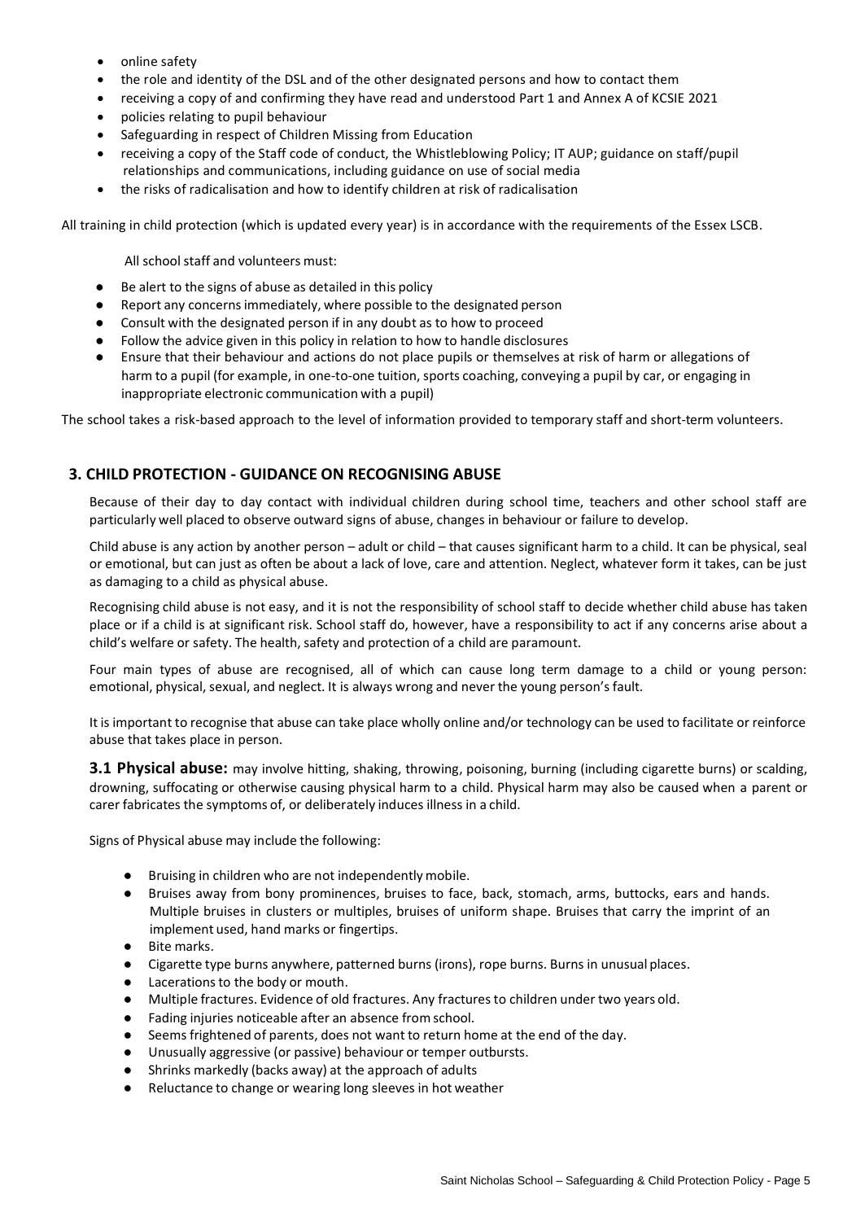- online safety
- the role and identity of the DSL and of the other designated persons and how to contact them
- receiving a copy of and confirming they have read and understood Part 1 and Annex A of KCSIE 2021
- policies relating to pupil behaviour
- Safeguarding in respect of Children Missing from Education
- receiving a copy of the Staff code of conduct, the Whistleblowing Policy; IT AUP; guidance on staff/pupil relationships and communications, including guidance on use of social media
- the risks of radicalisation and how to identify children at risk of radicalisation

All training in child protection (which is updated every year) is in accordance with the requirements of the Essex LSCB.

All school staff and volunteers must:

- Be alert to the signs of abuse as detailed in this policy
- Report any concerns immediately, where possible to the designated person
- Consult with the designated person if in any doubt as to how to proceed
- Follow the advice given in this policy in relation to how to handle disclosures
- Ensure that their behaviour and actions do not place pupils or themselves at risk of harm or allegations of harm to a pupil (for example, in one-to-one tuition, sports coaching, conveying a pupil by car, or engaging in inappropriate electronic communication with a pupil)

The school takes a risk-based approach to the level of information provided to temporary staff and short-term volunteers.

## 3. CHILD PROTECTION - GUIDANCE ON RECOGNISING ABUSE

Because of their day to day contact with individual children during school time, teachers and other school staff are particularly well placed to observe outward signs of abuse, changes in behaviour or failure to develop.

Child abuse is any action by another person – adult or child – that causes significant harm to a child. It can be physical, seal or emotional, but can just as often be about a lack of love, care and attention. Neglect, whatever form it takes, can be just as damaging to a child as physical abuse.

Recognising child abuse is not easy, and it is not the responsibility of school staff to decide whether child abuse has taken place or if a child is at significant risk. School staff do, however, have a responsibility to act if any concerns arise about a child's welfare or safety. The health, safety and protection of a child are paramount.

Four main types of abuse are recognised, all of which can cause long term damage to a child or young person: emotional, physical, sexual, and neglect. It is always wrong and never the young person's fault.

It is important to recognise that abuse can take place wholly online and/or technology can be used to facilitate or reinforce abuse that takes place in person.

**3.1 Physical abuse:** may involve hitting, shaking, throwing, poisoning, burning (including cigarette burns) or scalding, drowning, suffocating or otherwise causing physical harm to a child. Physical harm may also be caused when a parent or carer fabricates the symptoms of, or deliberately induces illness in a child.

Signs of Physical abuse may include the following:

- Bruising in children who are not independently mobile.
- Bruises away from bony prominences, bruises to face, back, stomach, arms, buttocks, ears and hands. Multiple bruises in clusters or multiples, bruises of uniform shape. Bruises that carry the imprint of an implement used, hand marks or fingertips.
- Bite marks.
- Cigarette type burns anywhere, patterned burns (irons), rope burns. Burns in unusual places.
- Lacerations to the body or mouth.
- Multiple fractures. Evidence of old fractures. Any fractures to children under two years old.
- Fading injuries noticeable after an absence from school.
- Seems frightened of parents, does not want to return home at the end of the day.
- Unusually aggressive (or passive) behaviour or temper outbursts.
- Shrinks markedly (backs away) at the approach of adults
- Reluctance to change or wearing long sleeves in hot weather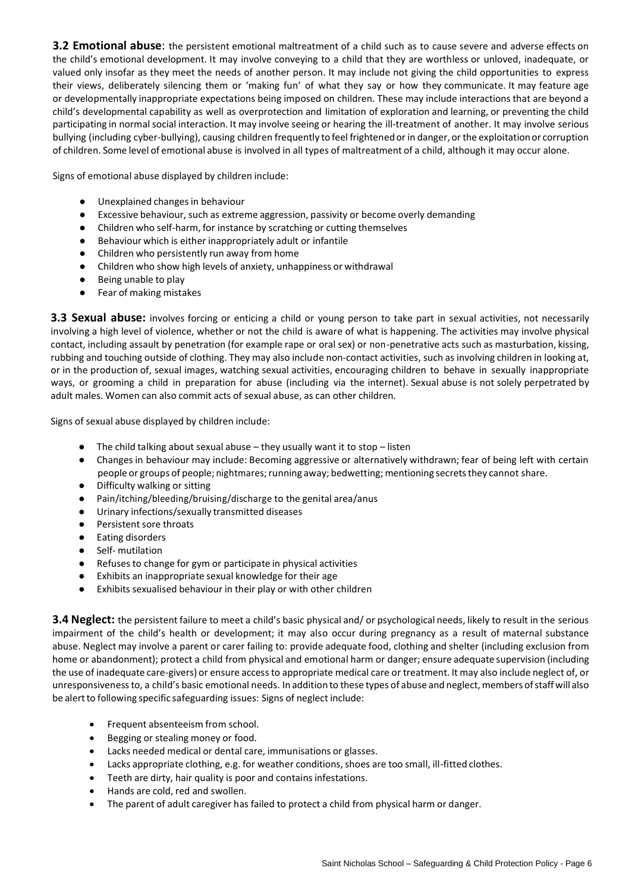**3.2 Emotional abuse**: the persistent emotional maltreatment of a child such as to cause severe and adverse effects on the child's emotional development. It may involve conveying to a child that they are worthless or unloved, inadequate, or valued only insofar as they meet the needs of another person. It may include not giving the child opportunities to express their views, deliberately silencing them or 'making fun' of what they say or how they communicate. It may feature age or developmentally inappropriate expectations being imposed on children. These may include interactions that are beyond a child's developmental capability as well as overprotection and limitation of exploration and learning, or preventing the child participating in normal social interaction. It may involve seeing or hearing the ill-treatment of another. It may involve serious bullying (including cyber-bullying), causing children frequently to feel frightened or in danger, or the exploitation or corruption of children. Some level of emotional abuse is involved in all types of maltreatment of a child, although it may occur alone.

Signs of emotional abuse displayed by children include:

- Unexplained changes in behaviour
- Excessive behaviour, such as extreme aggression, passivity or become overly demanding
- Children who self-harm, for instance by scratching or cutting themselves
- Behaviour which is either inappropriately adult or infantile
- Children who persistently run away from home
- Children who show high levels of anxiety, unhappiness or withdrawal
- Being unable to play
- Fear of making mistakes

**3.3 Sexual abuse:** involves forcing or enticing a child or young person to take part in sexual activities, not necessarily involving a high level of violence, whether or not the child is aware of what is happening. The activities may involve physical contact, including assault by penetration (for example rape or oral sex) or non-penetrative acts such as masturbation, kissing, rubbing and touching outside of clothing. They may also include non-contact activities, such as involving children in looking at, or in the production of, sexual images, watching sexual activities, encouraging children to behave in sexually inappropriate ways, or grooming a child in preparation for abuse (including via the internet). Sexual abuse is not solely perpetrated by adult males. Women can also commit acts of sexual abuse, as can other children.

Signs of sexual abuse displayed by children include:

- The child talking about sexual abuse – they usually want it to stop – listen
- Changes in behaviour may include: Becoming aggressive or alternatively withdrawn; fear of being left with certain people or groups of people; nightmares; running away; bedwetting; mentioning secrets they cannot share.
- Difficulty walking or sitting
- Pain/itching/bleeding/bruising/discharge to the genital area/anus
- Urinary infections/sexually transmitted diseases
- Persistent sore throats
- Eating disorders
- Self- mutilation
- Refuses to change for gym or participate in physical activities
- Exhibits an inappropriate sexual knowledge for their age
- Exhibits sexualised behaviour in their play or with other children

**3.4 Neglect:** the persistent failure to meet a child's basic physical and/ or psychological needs, likely to result in the serious impairment of the child's health or development; it may also occur during pregnancy as a result of maternal substance abuse. Neglect may involve a parent or carer failing to: provide adequate food, clothing and shelter (including exclusion from home or abandonment); protect a child from physical and emotional harm or danger; ensure adequate supervision (including the use of inadequate care-givers) or ensure access to appropriate medical care or treatment. It may also include neglect of, or unresponsiveness to, a child's basic emotional needs. In addition to these types of abuse and neglect, members of staff will also be alert to following specific safeguarding issues: Signs of neglect include:

- Frequent absenteeism from school.
- Begging or stealing money or food.
- Lacks needed medical or dental care, immunisations or glasses.
- Lacks appropriate clothing, e.g. for weather conditions, shoes are too small, ill-fitted clothes.
- Teeth are dirty, hair quality is poor and contains infestations.
- Hands are cold, red and swollen.
- The parent of adult caregiver has failed to protect a child from physical harm or danger.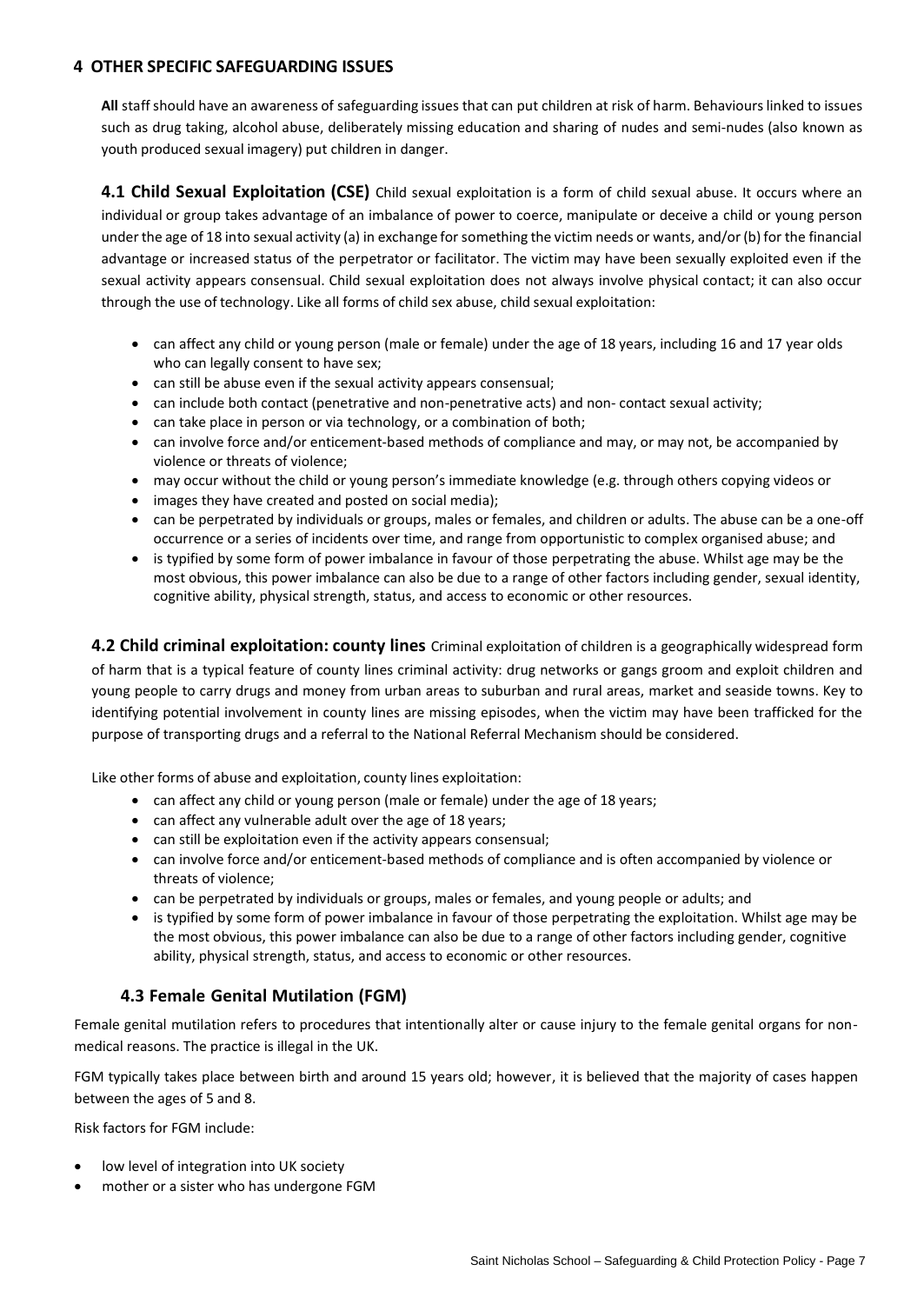## 4 OTHER SPECIFIC SAFEGUARDING ISSUES

**All** staff should have an awareness of safeguarding issues that can put children at risk of harm. Behaviours linked to issues such as drug taking, alcohol abuse, deliberately missing education and sharing of nudes and semi-nudes (also known as youth produced sexual imagery) put children in danger.

**4.1 Child Sexual Exploitation (CSE)** Child sexual exploitation is a form of child sexual abuse. It occurs where an individual or group takes advantage of an imbalance of power to coerce, manipulate or deceive a child or young person under the age of 18 into sexual activity (a) in exchange for something the victim needs or wants, and/or (b) for the financial advantage or increased status of the perpetrator or facilitator. The victim may have been sexually exploited even if the sexual activity appears consensual. Child sexual exploitation does not always involve physical contact; it can also occur through the use of technology. Like all forms of child sex abuse, child sexual exploitation:

- can affect any child or young person (male or female) under the age of 18 years, including 16 and 17 year olds who can legally consent to have sex;
- can still be abuse even if the sexual activity appears consensual;
- can include both contact (penetrative and non-penetrative acts) and non- contact sexual activity;
- can take place in person or via technology, or a combination of both;
- can involve force and/or enticement-based methods of compliance and may, or may not, be accompanied by violence or threats of violence;
- may occur without the child or young person's immediate knowledge (e.g. through others copying videos or
- images they have created and posted on social media);
- can be perpetrated by individuals or groups, males or females, and children or adults. The abuse can be a one-off occurrence or a series of incidents over time, and range from opportunistic to complex organised abuse; and
- is typified by some form of power imbalance in favour of those perpetrating the abuse. Whilst age may be the most obvious, this power imbalance can also be due to a range of other factors including gender, sexual identity, cognitive ability, physical strength, status, and access to economic or other resources.

**4.2 Child criminal exploitation: county lines** Criminal exploitation of children is a geographically widespread form of harm that is a typical feature of county lines criminal activity: drug networks or gangs groom and exploit children and young people to carry drugs and money from urban areas to suburban and rural areas, market and seaside towns. Key to identifying potential involvement in county lines are missing episodes, when the victim may have been trafficked for the purpose of transporting drugs and a referral to the National Referral Mechanism should be considered.

Like other forms of abuse and exploitation, county lines exploitation:

- can affect any child or young person (male or female) under the age of 18 years;
- can affect any vulnerable adult over the age of 18 years;
- can still be exploitation even if the activity appears consensual;
- can involve force and/or enticement-based methods of compliance and is often accompanied by violence or threats of violence;
- can be perpetrated by individuals or groups, males or females, and young people or adults; and
- is typified by some form of power imbalance in favour of those perpetrating the exploitation. Whilst age may be the most obvious, this power imbalance can also be due to a range of other factors including gender, cognitive ability, physical strength, status, and access to economic or other resources.

### 4.3 Female Genital Mutilation (FGM)

Female genital mutilation refers to procedures that intentionally alter or cause injury to the female genital organs for non-medical reasons. The practice is illegal in the UK.

FGM typically takes place between birth and around 15 years old; however, it is believed that the majority of cases happen between the ages of 5 and 8.

Risk factors for FGM include:

- low level of integration into UK society
- mother or a sister who has undergone FGM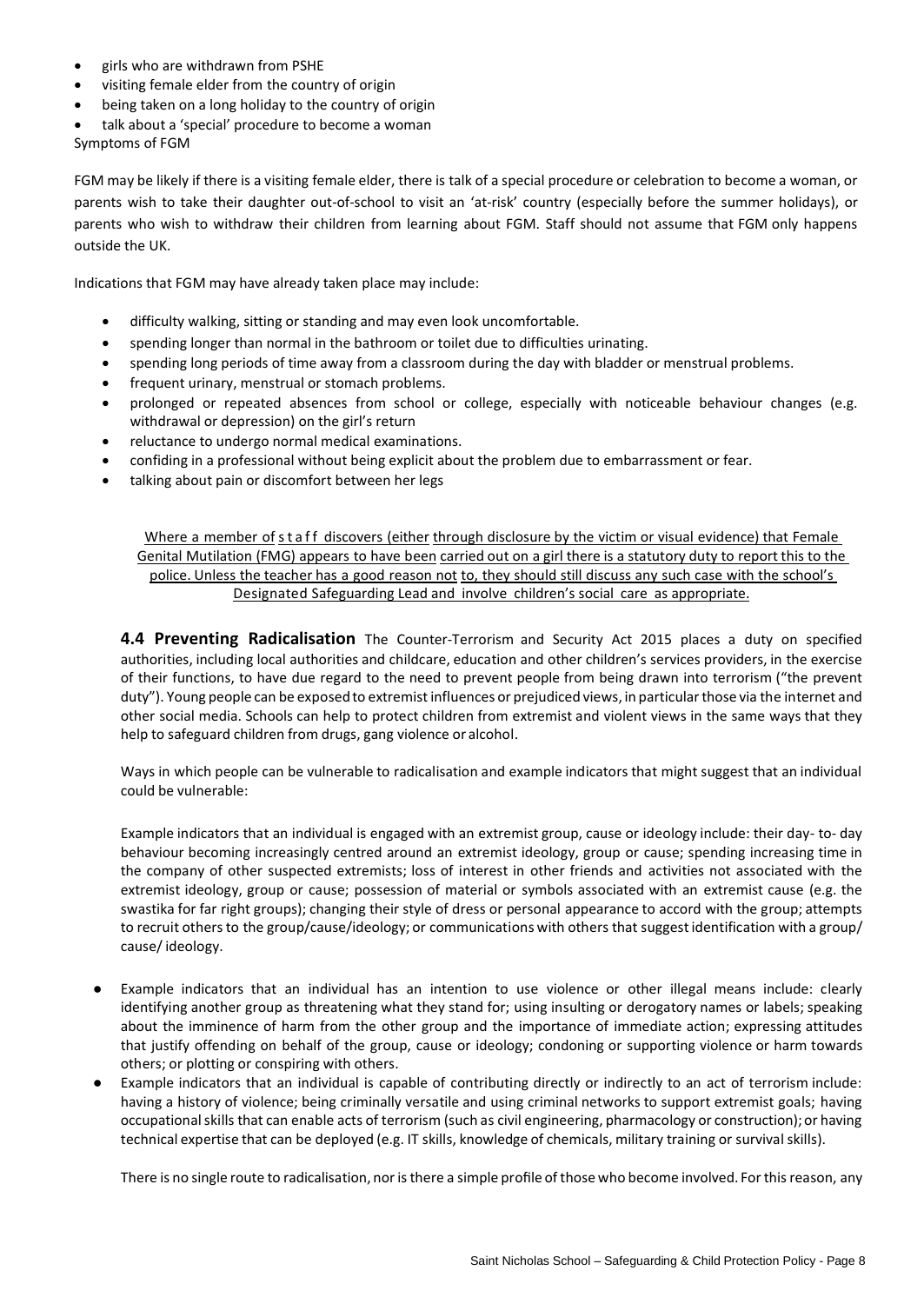- girls who are withdrawn from PSHE
- visiting female elder from the country of origin
- being taken on a long holiday to the country of origin
- talk about a 'special' procedure to become a woman

Symptoms of FGM

FGM may be likely if there is a visiting female elder, there is talk of a special procedure or celebration to become a woman, or parents wish to take their daughter out-of-school to visit an 'at-risk' country (especially before the summer holidays), or parents who wish to withdraw their children from learning about FGM. Staff should not assume that FGM only happens outside the UK.

Indications that FGM may have already taken place may include:

- difficulty walking, sitting or standing and may even look uncomfortable.
- spending longer than normal in the bathroom or toilet due to difficulties urinating.
- spending long periods of time away from a classroom during the day with bladder or menstrual problems.
- frequent urinary, menstrual or stomach problems.
- prolonged or repeated absences from school or college, especially with noticeable behaviour changes (e.g. withdrawal or depression) on the girl's return
- reluctance to undergo normal medical examinations.
- confiding in a professional without being explicit about the problem due to embarrassment or fear.
- talking about pain or discomfort between her legs

<u>Where a member of staff discovers (either through disclosure by the victim or visual evidence) that Female Genital Mutilation (FMG) appears to have been carried out on a girl there is a statutory duty to report this to the police. Unless the teacher has a good reason not to, they should still discuss any such case with the school's Designated Safeguarding Lead and involve children's social care as appropriate.</u>

**4.4 Preventing Radicalisation** The Counter-Terrorism and Security Act 2015 places a duty on specified authorities, including local authorities and childcare, education and other children's services providers, in the exercise of their functions, to have due regard to the need to prevent people from being drawn into terrorism ("the prevent duty"). Young people can be exposed to extremist influences or prejudiced views, in particular those via the internet and other social media. Schools can help to protect children from extremist and violent views in the same ways that they help to safeguard children from drugs, gang violence or alcohol.

Ways in which people can be vulnerable to radicalisation and example indicators that might suggest that an individual could be vulnerable:

Example indicators that an individual is engaged with an extremist group, cause or ideology include: their day- to- day behaviour becoming increasingly centred around an extremist ideology, group or cause; spending increasing time in the company of other suspected extremists; loss of interest in other friends and activities not associated with the extremist ideology, group or cause; possession of material or symbols associated with an extremist cause (e.g. the swastika for far right groups); changing their style of dress or personal appearance to accord with the group; attempts to recruit others to the group/cause/ideology; or communications with others that suggest identification with a group/ cause/ ideology.

- Example indicators that an individual has an intention to use violence or other illegal means include: clearly identifying another group as threatening what they stand for; using insulting or derogatory names or labels; speaking about the imminence of harm from the other group and the importance of immediate action; expressing attitudes that justify offending on behalf of the group, cause or ideology; condoning or supporting violence or harm towards others; or plotting or conspiring with others.
- Example indicators that an individual is capable of contributing directly or indirectly to an act of terrorism include: having a history of violence; being criminally versatile and using criminal networks to support extremist goals; having occupational skills that can enable acts of terrorism (such as civil engineering, pharmacology or construction); or having technical expertise that can be deployed (e.g. IT skills, knowledge of chemicals, military training or survival skills).

There is no single route to radicalisation, nor is there a simple profile of those who become involved. For this reason, any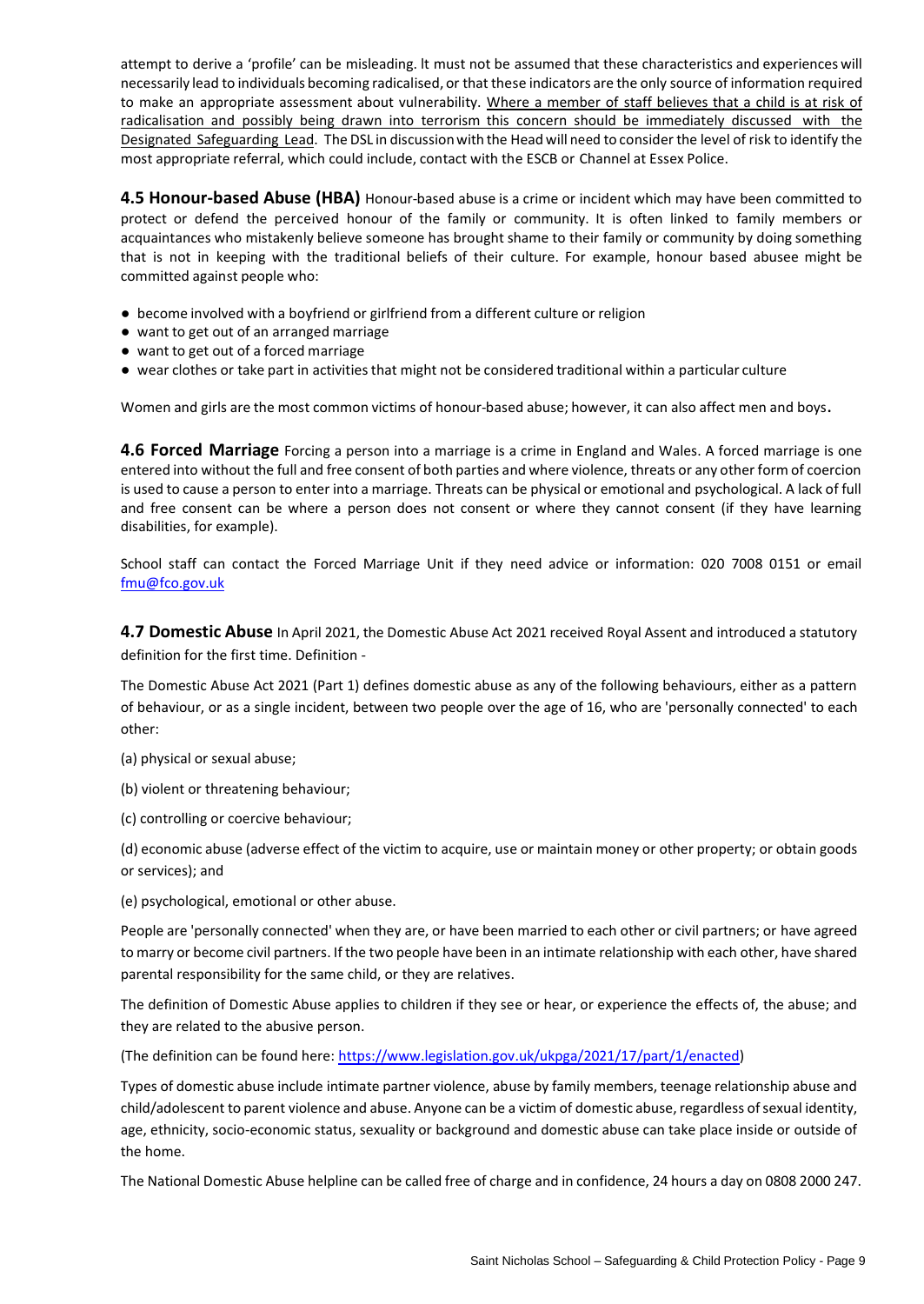attempt to derive a 'profile' can be misleading. It must not be assumed that these characteristics and experiences will necessarily lead to individuals becoming radicalised, or that these indicators are the only source of information required to make an appropriate assessment about vulnerability. Where a member of staff believes that a child is at risk of radicalisation and possibly being drawn into terrorism this concern should be immediately discussed with the Designated Safeguarding Lead. The DSL in discussion with the Head will need to consider the level of risk to identify the most appropriate referral, which could include, contact with the ESCB or Channel at Essex Police.

**4.5 Honour-based Abuse (HBA)** Honour-based abuse is a crime or incident which may have been committed to protect or defend the perceived honour of the family or community. It is often linked to family members or acquaintances who mistakenly believe someone has brought shame to their family or community by doing something that is not in keeping with the traditional beliefs of their culture. For example, honour based abusee might be committed against people who:

- become involved with a boyfriend or girlfriend from a different culture or religion
- want to get out of an arranged marriage
- want to get out of a forced marriage
- wear clothes or take part in activities that might not be considered traditional within a particular culture

Women and girls are the most common victims of honour-based abuse; however, it can also affect men and boys.

**4.6 Forced Marriage** Forcing a person into a marriage is a crime in England and Wales. A forced marriage is one entered into without the full and free consent of both parties and where violence, threats or any other form of coercion is used to cause a person to enter into a marriage. Threats can be physical or emotional and psychological. A lack of full and free consent can be where a person does not consent or where they cannot consent (if they have learning disabilities, for example).

School staff can contact the Forced Marriage Unit if they need advice or information: 020 7008 0151 or email fmu@fco.gov.uk

**4.7 Domestic Abuse** In April 2021, the Domestic Abuse Act 2021 received Royal Assent and introduced a statutory definition for the first time. Definition -

The Domestic Abuse Act 2021 (Part 1) defines domestic abuse as any of the following behaviours, either as a pattern of behaviour, or as a single incident, between two people over the age of 16, who are 'personally connected' to each other:

(a) physical or sexual abuse;

(b) violent or threatening behaviour;

(c) controlling or coercive behaviour;

(d) economic abuse (adverse effect of the victim to acquire, use or maintain money or other property; or obtain goods or services); and

(e) psychological, emotional or other abuse.

People are 'personally connected' when they are, or have been married to each other or civil partners; or have agreed to marry or become civil partners. If the two people have been in an intimate relationship with each other, have shared parental responsibility for the same child, or they are relatives.

The definition of Domestic Abuse applies to children if they see or hear, or experience the effects of, the abuse; and they are related to the abusive person.

(The definition can be found here: https://www.legislation.gov.uk/ukpga/2021/17/part/1/enacted)

Types of domestic abuse include intimate partner violence, abuse by family members, teenage relationship abuse and child/adolescent to parent violence and abuse. Anyone can be a victim of domestic abuse, regardless of sexual identity, age, ethnicity, socio-economic status, sexuality or background and domestic abuse can take place inside or outside of the home.

The National Domestic Abuse helpline can be called free of charge and in confidence, 24 hours a day on 0808 2000 247.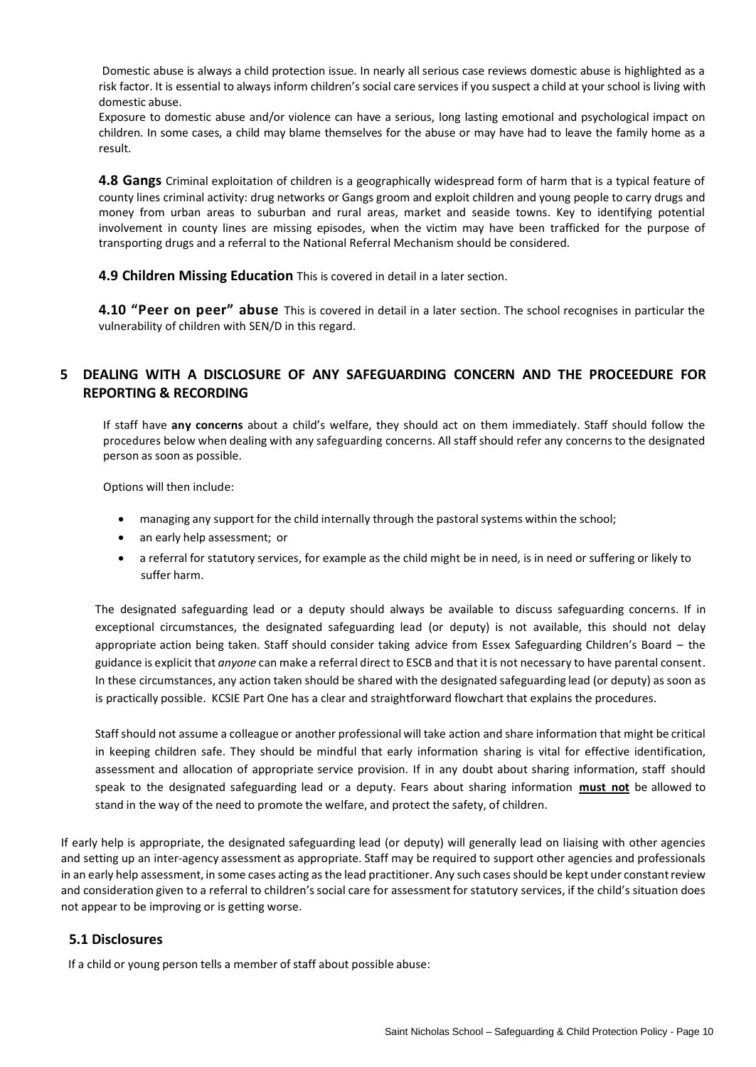Domestic abuse is always a child protection issue. In nearly all serious case reviews domestic abuse is highlighted as a risk factor. It is essential to always inform children's social care services if you suspect a child at your school is living with domestic abuse.

Exposure to domestic abuse and/or violence can have a serious, long lasting emotional and psychological impact on children. In some cases, a child may blame themselves for the abuse or may have had to leave the family home as a result.

**4.8 Gangs** Criminal exploitation of children is a geographically widespread form of harm that is a typical feature of county lines criminal activity: drug networks or Gangs groom and exploit children and young people to carry drugs and money from urban areas to suburban and rural areas, market and seaside towns. Key to identifying potential involvement in county lines are missing episodes, when the victim may have been trafficked for the purpose of transporting drugs and a referral to the National Referral Mechanism should be considered.

**4.9 Children Missing Education** This is covered in detail in a later section.

**4.10 "Peer on peer" abuse** This is covered in detail in a later section. The school recognises in particular the vulnerability of children with SEN/D in this regard.

## 5 DEALING WITH A DISCLOSURE OF ANY SAFEGUARDING CONCERN AND THE PROCEEDURE FOR REPORTING & RECORDING

If staff have **any concerns** about a child's welfare, they should act on them immediately. Staff should follow the procedures below when dealing with any safeguarding concerns. All staff should refer any concerns to the designated person as soon as possible.

Options will then include:

- managing any support for the child internally through the pastoral systems within the school;
- an early help assessment; or
- a referral for statutory services, for example as the child might be in need, is in need or suffering or likely to suffer harm.

The designated safeguarding lead or a deputy should always be available to discuss safeguarding concerns. If in exceptional circumstances, the designated safeguarding lead (or deputy) is not available, this should not delay appropriate action being taken. Staff should consider taking advice from Essex Safeguarding Children's Board – the guidance is explicit that *anyone* can make a referral direct to ESCB and that it is not necessary to have parental consent. In these circumstances, any action taken should be shared with the designated safeguarding lead (or deputy) as soon as is practically possible. KCSIE Part One has a clear and straightforward flowchart that explains the procedures.

Staff should not assume a colleague or another professional will take action and share information that might be critical in keeping children safe. They should be mindful that early information sharing is vital for effective identification, assessment and allocation of appropriate service provision. If in any doubt about sharing information, staff should speak to the designated safeguarding lead or a deputy. Fears about sharing information **must not** be allowed to stand in the way of the need to promote the welfare, and protect the safety, of children.

If early help is appropriate, the designated safeguarding lead (or deputy) will generally lead on liaising with other agencies and setting up an inter-agency assessment as appropriate. Staff may be required to support other agencies and professionals in an early help assessment, in some cases acting as the lead practitioner. Any such cases should be kept under constant review and consideration given to a referral to children's social care for assessment for statutory services, if the child's situation does not appear to be improving or is getting worse.

### 5.1 Disclosures

If a child or young person tells a member of staff about possible abuse: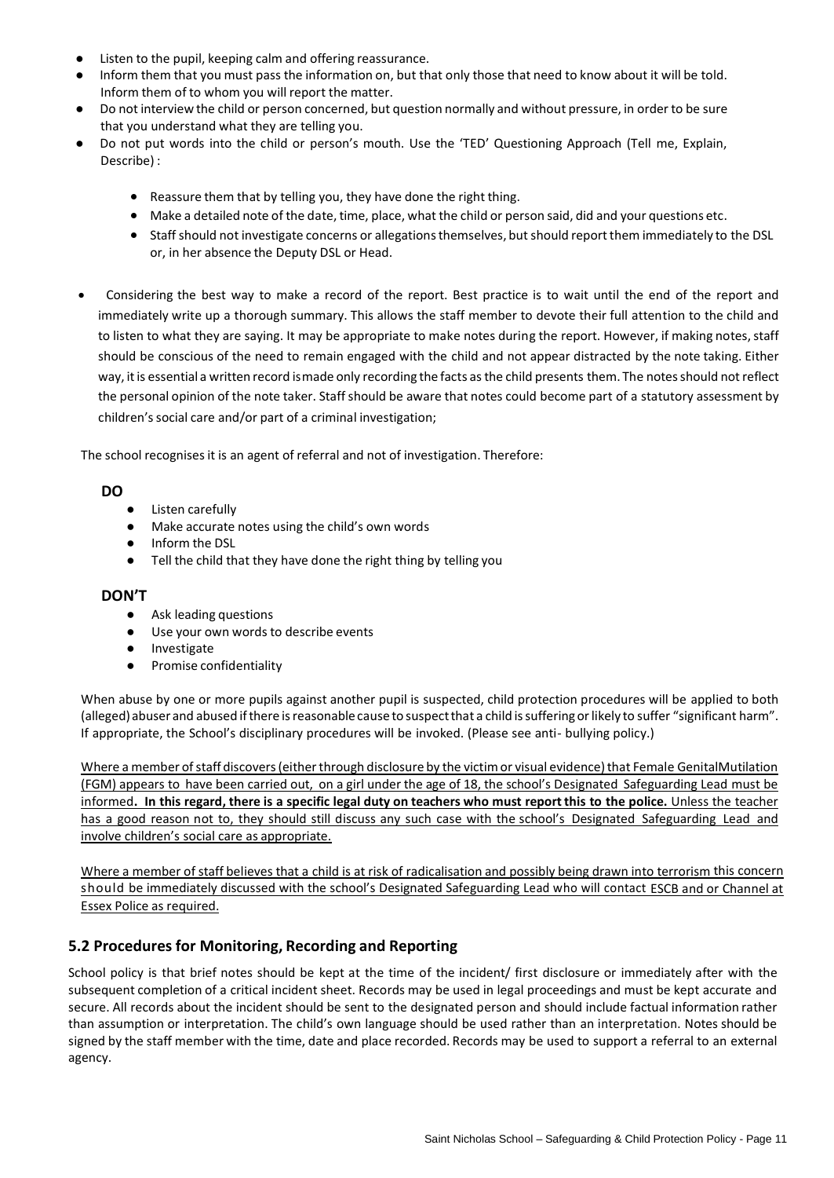- Listen to the pupil, keeping calm and offering reassurance.
- Inform them that you must pass the information on, but that only those that need to know about it will be told. Inform them of to whom you will report the matter.
- Do not interview the child or person concerned, but question normally and without pressure, in order to be sure that you understand what they are telling you.
- Do not put words into the child or person's mouth. Use the 'TED' Questioning Approach (Tell me, Explain, Describe) :
    - Reassure them that by telling you, they have done the right thing.
    - Make a detailed note of the date, time, place, what the child or person said, did and your questions etc.
    - Staff should not investigate concerns or allegations themselves, but should report them immediately to the DSL or, in her absence the Deputy DSL or Head.
- Considering the best way to make a record of the report. Best practice is to wait until the end of the report and immediately write up a thorough summary. This allows the staff member to devote their full attention to the child and to listen to what they are saying. It may be appropriate to make notes during the report. However, if making notes, staff should be conscious of the need to remain engaged with the child and not appear distracted by the note taking. Either way, it is essential a written record is made only recording the facts as the child presents them. The notes should not reflect the personal opinion of the note taker. Staff should be aware that notes could become part of a statutory assessment by children's social care and/or part of a criminal investigation;

The school recognises it is an agent of referral and not of investigation. Therefore:

**DO**

- Listen carefully
- Make accurate notes using the child's own words
- Inform the DSL
- Tell the child that they have done the right thing by telling you

**DON'T**

- Ask leading questions
- Use your own words to describe events
- Investigate
- Promise confidentiality

When abuse by one or more pupils against another pupil is suspected, child protection procedures will be applied to both (alleged) abuser and abused if there is reasonable cause to suspect that a child is suffering or likely to suffer "significant harm". If appropriate, the School's disciplinary procedures will be invoked. (Please see anti- bullying policy.)

Where a member of staff discovers (either through disclosure by the victim or visual evidence) that Female GenitalMutilation (FGM) appears to have been carried out, on a girl under the age of 18, the school's Designated Safeguarding Lead must be informed**. In this regard, there is a specific legal duty on teachers who must report this to the police.** Unless the teacher has a good reason not to, they should still discuss any such case with the school's Designated Safeguarding Lead and involve children's social care as appropriate.

Where a member of staff believes that a child is at risk of radicalisation and possibly being drawn into terrorism this concern should be immediately discussed with the school's Designated Safeguarding Lead who will contact ESCB and or Channel at Essex Police as required.

## 5.2 Procedures for Monitoring, Recording and Reporting

School policy is that brief notes should be kept at the time of the incident/ first disclosure or immediately after with the subsequent completion of a critical incident sheet. Records may be used in legal proceedings and must be kept accurate and secure. All records about the incident should be sent to the designated person and should include factual information rather than assumption or interpretation. The child's own language should be used rather than an interpretation. Notes should be signed by the staff member with the time, date and place recorded. Records may be used to support a referral to an external agency.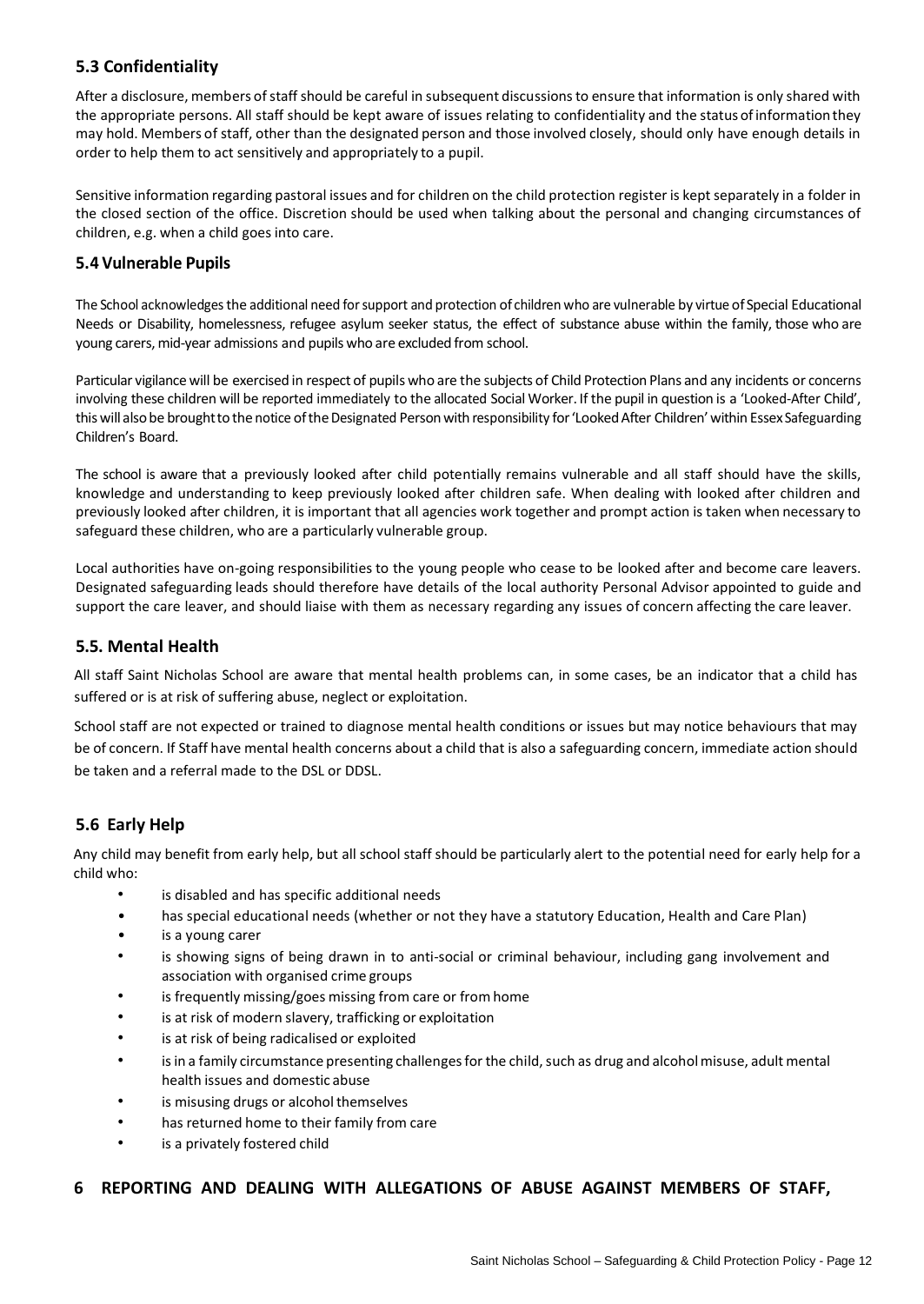### 5.3 Confidentiality

After a disclosure, members of staff should be careful in subsequent discussions to ensure that information is only shared with the appropriate persons. All staff should be kept aware of issues relating to confidentiality and the status of information they may hold. Members of staff, other than the designated person and those involved closely, should only have enough details in order to help them to act sensitively and appropriately to a pupil.

Sensitive information regarding pastoral issues and for children on the child protection register is kept separately in a folder in the closed section of the office. Discretion should be used when talking about the personal and changing circumstances of children, e.g. when a child goes into care.

### 5.4 Vulnerable Pupils

The School acknowledges the additional need for support and protection of children who are vulnerable by virtue of Special Educational Needs or Disability, homelessness, refugee asylum seeker status, the effect of substance abuse within the family, those who are young carers, mid-year admissions and pupils who are excluded from school.

Particular vigilance will be exercised in respect of pupils who are the subjects of Child Protection Plans and any incidents or concerns involving these children will be reported immediately to the allocated Social Worker. If the pupil in question is a 'Looked-After Child', this will also be brought to the notice of the Designated Person with responsibility for 'Looked After Children' within Essex Safeguarding Children's Board.

The school is aware that a previously looked after child potentially remains vulnerable and all staff should have the skills, knowledge and understanding to keep previously looked after children safe. When dealing with looked after children and previously looked after children, it is important that all agencies work together and prompt action is taken when necessary to safeguard these children, who are a particularly vulnerable group.

Local authorities have on-going responsibilities to the young people who cease to be looked after and become care leavers. Designated safeguarding leads should therefore have details of the local authority Personal Advisor appointed to guide and support the care leaver, and should liaise with them as necessary regarding any issues of concern affecting the care leaver.

### 5.5. Mental Health

All staff Saint Nicholas School are aware that mental health problems can, in some cases, be an indicator that a child has suffered or is at risk of suffering abuse, neglect or exploitation.

School staff are not expected or trained to diagnose mental health conditions or issues but may notice behaviours that may be of concern. If Staff have mental health concerns about a child that is also a safeguarding concern, immediate action should be taken and a referral made to the DSL or DDSL.

### 5.6 Early Help

Any child may benefit from early help, but all school staff should be particularly alert to the potential need for early help for a child who:

- is disabled and has specific additional needs
- has special educational needs (whether or not they have a statutory Education, Health and Care Plan)
- is a young carer
- is showing signs of being drawn in to anti-social or criminal behaviour, including gang involvement and association with organised crime groups
- is frequently missing/goes missing from care or from home
- is at risk of modern slavery, trafficking or exploitation
- is at risk of being radicalised or exploited
- is in a family circumstance presenting challenges for the child, such as drug and alcohol misuse, adult mental health issues and domestic abuse
- is misusing drugs or alcohol themselves
- has returned home to their family from care
- is a privately fostered child

## 6 REPORTING AND DEALING WITH ALLEGATIONS OF ABUSE AGAINST MEMBERS OF STAFF,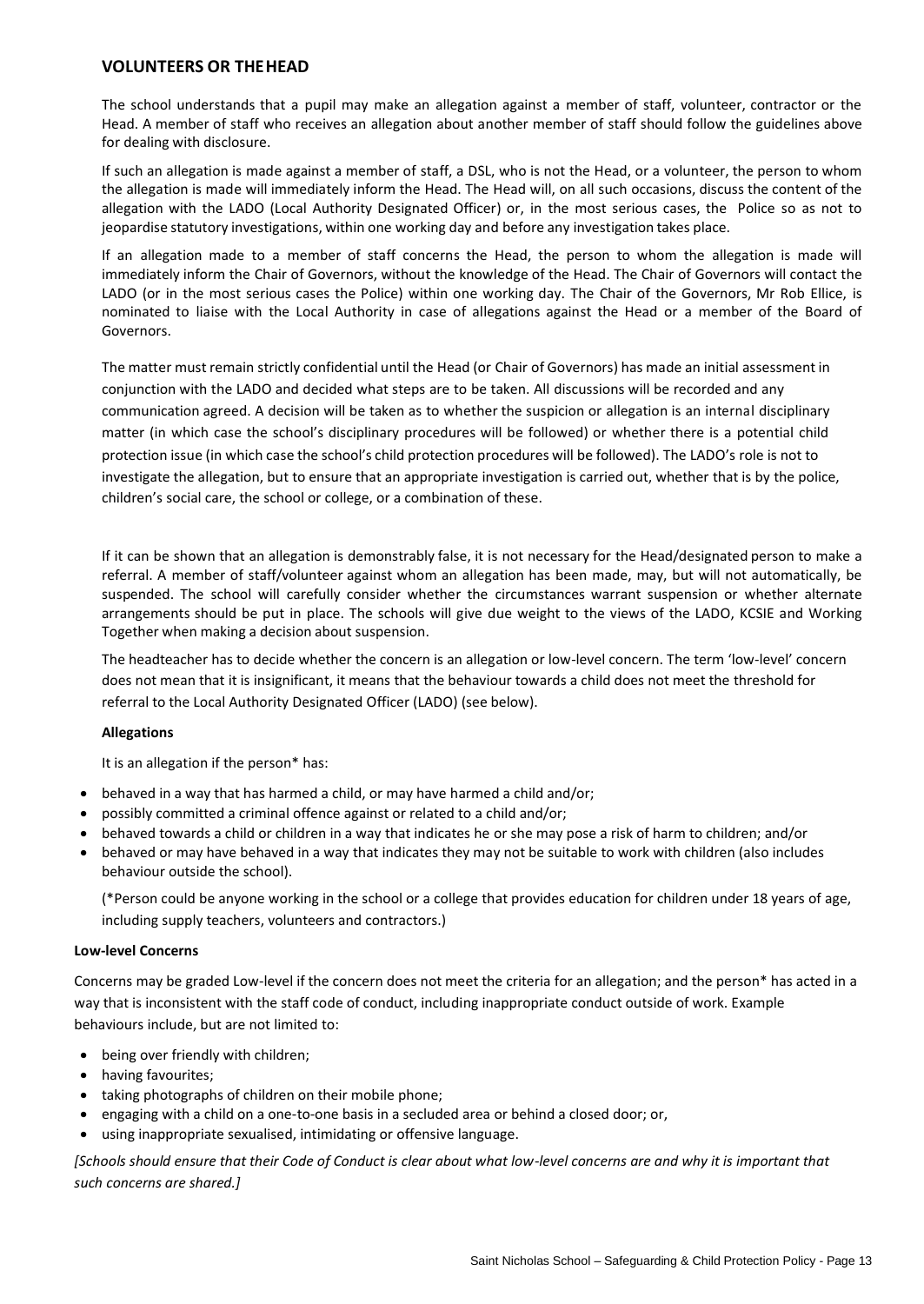## VOLUNTEERS OR THE HEAD

The school understands that a pupil may make an allegation against a member of staff, volunteer, contractor or the Head. A member of staff who receives an allegation about another member of staff should follow the guidelines above for dealing with disclosure.

If such an allegation is made against a member of staff, a DSL, who is not the Head, or a volunteer, the person to whom the allegation is made will immediately inform the Head. The Head will, on all such occasions, discuss the content of the allegation with the LADO (Local Authority Designated Officer) or, in the most serious cases, the Police so as not to jeopardise statutory investigations, within one working day and before any investigation takes place.

If an allegation made to a member of staff concerns the Head, the person to whom the allegation is made will immediately inform the Chair of Governors, without the knowledge of the Head. The Chair of Governors will contact the LADO (or in the most serious cases the Police) within one working day. The Chair of the Governors, Mr Rob Ellice, is nominated to liaise with the Local Authority in case of allegations against the Head or a member of the Board of Governors.

The matter must remain strictly confidential until the Head (or Chair of Governors) has made an initial assessment in conjunction with the LADO and decided what steps are to be taken. All discussions will be recorded and any communication agreed. A decision will be taken as to whether the suspicion or allegation is an internal disciplinary matter (in which case the school's disciplinary procedures will be followed) or whether there is a potential child protection issue (in which case the school's child protection procedures will be followed). The LADO's role is not to investigate the allegation, but to ensure that an appropriate investigation is carried out, whether that is by the police, children's social care, the school or college, or a combination of these.

If it can be shown that an allegation is demonstrably false, it is not necessary for the Head/designated person to make a referral. A member of staff/volunteer against whom an allegation has been made, may, but will not automatically, be suspended. The school will carefully consider whether the circumstances warrant suspension or whether alternate arrangements should be put in place. The schools will give due weight to the views of the LADO, KCSIE and Working Together when making a decision about suspension.

The headteacher has to decide whether the concern is an allegation or low-level concern. The term 'low-level' concern does not mean that it is insignificant, it means that the behaviour towards a child does not meet the threshold for referral to the Local Authority Designated Officer (LADO) (see below).

**Allegations**

It is an allegation if the person* has:

- behaved in a way that has harmed a child, or may have harmed a child and/or;
- possibly committed a criminal offence against or related to a child and/or;
- behaved towards a child or children in a way that indicates he or she may pose a risk of harm to children; and/or
- behaved or may have behaved in a way that indicates they may not be suitable to work with children (also includes behaviour outside the school).

(*Person could be anyone working in the school or a college that provides education for children under 18 years of age, including supply teachers, volunteers and contractors.)

**Low-level Concerns**

Concerns may be graded Low-level if the concern does not meet the criteria for an allegation; and the person* has acted in a way that is inconsistent with the staff code of conduct, including inappropriate conduct outside of work. Example behaviours include, but are not limited to:

- being over friendly with children;
- having favourites;
- taking photographs of children on their mobile phone;
- engaging with a child on a one-to-one basis in a secluded area or behind a closed door; or,
- using inappropriate sexualised, intimidating or offensive language.

*[Schools should ensure that their Code of Conduct is clear about what low-level concerns are and why it is important that such concerns are shared.]*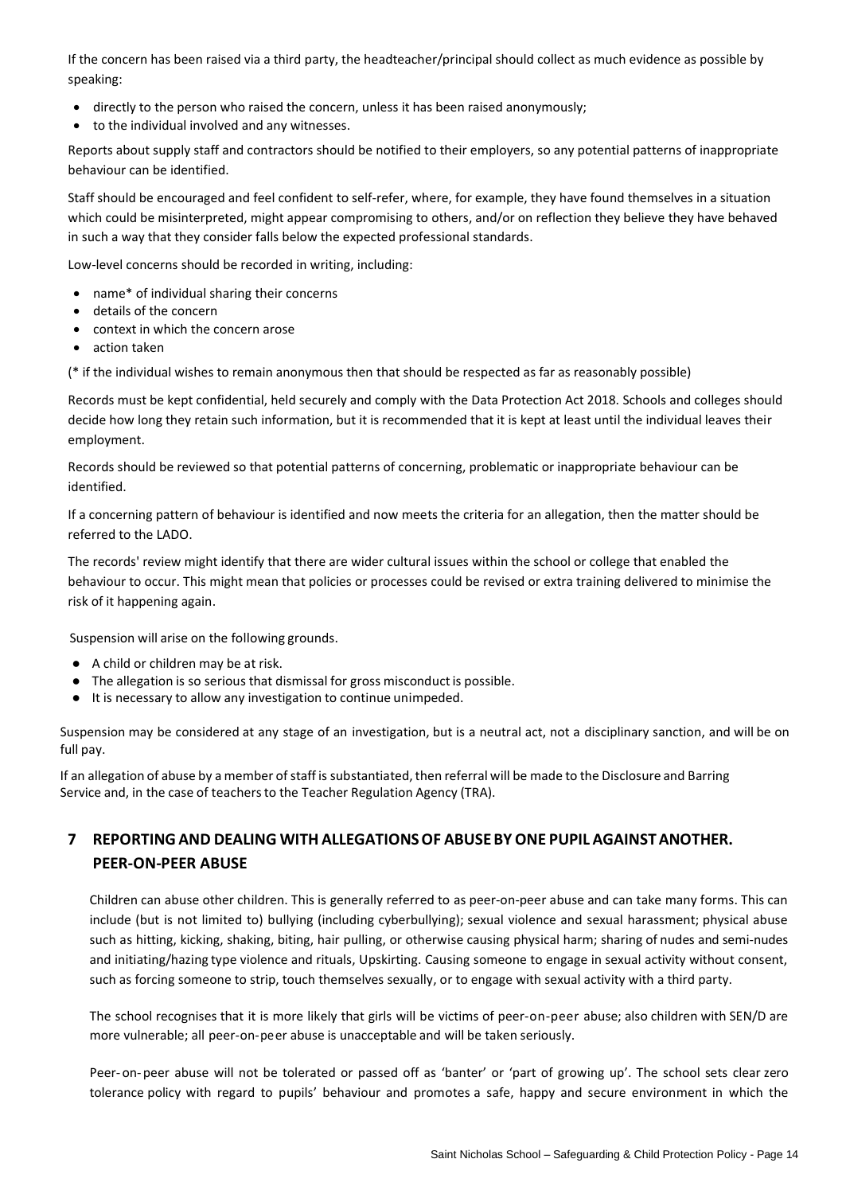If the concern has been raised via a third party, the headteacher/principal should collect as much evidence as possible by speaking:

- directly to the person who raised the concern, unless it has been raised anonymously;
- to the individual involved and any witnesses.

Reports about supply staff and contractors should be notified to their employers, so any potential patterns of inappropriate behaviour can be identified.

Staff should be encouraged and feel confident to self-refer, where, for example, they have found themselves in a situation which could be misinterpreted, might appear compromising to others, and/or on reflection they believe they have behaved in such a way that they consider falls below the expected professional standards.

Low-level concerns should be recorded in writing, including:

- name* of individual sharing their concerns
- details of the concern
- context in which the concern arose
- action taken

(* if the individual wishes to remain anonymous then that should be respected as far as reasonably possible)

Records must be kept confidential, held securely and comply with the Data Protection Act 2018. Schools and colleges should decide how long they retain such information, but it is recommended that it is kept at least until the individual leaves their employment.

Records should be reviewed so that potential patterns of concerning, problematic or inappropriate behaviour can be identified.

If a concerning pattern of behaviour is identified and now meets the criteria for an allegation, then the matter should be referred to the LADO.

The records' review might identify that there are wider cultural issues within the school or college that enabled the behaviour to occur. This might mean that policies or processes could be revised or extra training delivered to minimise the risk of it happening again.

Suspension will arise on the following grounds.

- A child or children may be at risk.
- The allegation is so serious that dismissal for gross misconduct is possible.
- It is necessary to allow any investigation to continue unimpeded.

Suspension may be considered at any stage of an investigation, but is a neutral act, not a disciplinary sanction, and will be on full pay.

If an allegation of abuse by a member of staff is substantiated, then referral will be made to the Disclosure and Barring Service and, in the case of teachers to the Teacher Regulation Agency (TRA).

## 7 REPORTING AND DEALING WITH ALLEGATIONS OF ABUSE BY ONE PUPIL AGAINST ANOTHER. PEER-ON-PEER ABUSE

Children can abuse other children. This is generally referred to as peer-on-peer abuse and can take many forms. This can include (but is not limited to) bullying (including cyberbullying); sexual violence and sexual harassment; physical abuse such as hitting, kicking, shaking, biting, hair pulling, or otherwise causing physical harm; sharing of nudes and semi-nudes and initiating/hazing type violence and rituals, Upskirting. Causing someone to engage in sexual activity without consent, such as forcing someone to strip, touch themselves sexually, or to engage with sexual activity with a third party.

The school recognises that it is more likely that girls will be victims of peer-on-peer abuse; also children with SEN/D are more vulnerable; all peer-on-peer abuse is unacceptable and will be taken seriously.

Peer-on-peer abuse will not be tolerated or passed off as 'banter' or 'part of growing up'. The school sets clear zero tolerance policy with regard to pupils' behaviour and promotes a safe, happy and secure environment in which the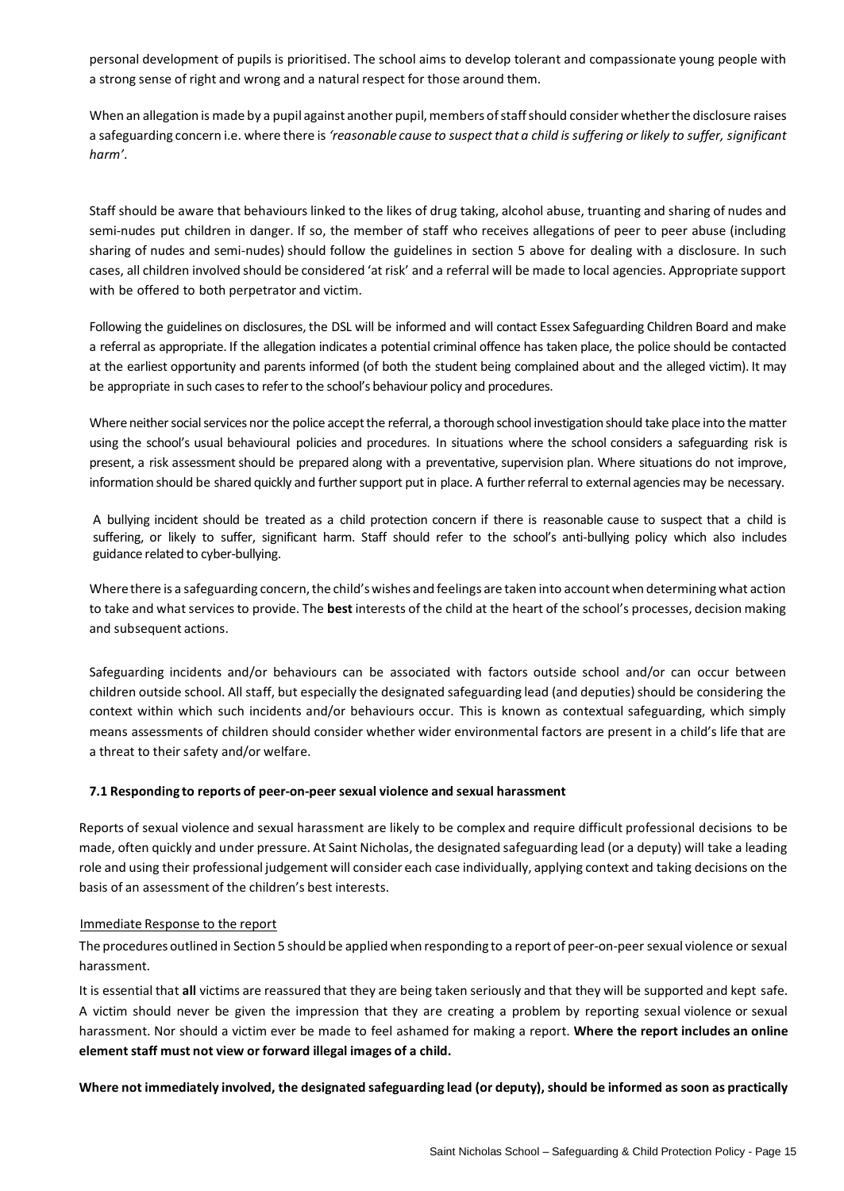personal development of pupils is prioritised. The school aims to develop tolerant and compassionate young people with a strong sense of right and wrong and a natural respect for those around them.

When an allegation is made by a pupil against another pupil, members of staff should consider whether the disclosure raises a safeguarding concern i.e. where there is *'reasonable cause to suspect that a child is suffering or likely to suffer, significant harm'*.

Staff should be aware that behaviours linked to the likes of drug taking, alcohol abuse, truanting and sharing of nudes and semi-nudes put children in danger. If so, the member of staff who receives allegations of peer to peer abuse (including sharing of nudes and semi-nudes) should follow the guidelines in section 5 above for dealing with a disclosure. In such cases, all children involved should be considered 'at risk' and a referral will be made to local agencies. Appropriate support with be offered to both perpetrator and victim.

Following the guidelines on disclosures, the DSL will be informed and will contact Essex Safeguarding Children Board and make a referral as appropriate. If the allegation indicates a potential criminal offence has taken place, the police should be contacted at the earliest opportunity and parents informed (of both the student being complained about and the alleged victim). It may be appropriate in such cases to refer to the school's behaviour policy and procedures.

Where neither social services nor the police accept the referral, a thorough school investigation should take place into the matter using the school's usual behavioural policies and procedures. In situations where the school considers a safeguarding risk is present, a risk assessment should be prepared along with a preventative, supervision plan. Where situations do not improve, information should be shared quickly and further support put in place. A further referral to external agencies may be necessary.

A bullying incident should be treated as a child protection concern if there is reasonable cause to suspect that a child is suffering, or likely to suffer, significant harm. Staff should refer to the school's anti-bullying policy which also includes guidance related to cyber-bullying.

Where there is a safeguarding concern, the child's wishes and feelings are taken into account when determining what action to take and what services to provide. The **best** interests of the child at the heart of the school's processes, decision making and subsequent actions.

Safeguarding incidents and/or behaviours can be associated with factors outside school and/or can occur between children outside school. All staff, but especially the designated safeguarding lead (and deputies) should be considering the context within which such incidents and/or behaviours occur. This is known as contextual safeguarding, which simply means assessments of children should consider whether wider environmental factors are present in a child's life that are a threat to their safety and/or welfare.

### 7.1 Responding to reports of peer-on-peer sexual violence and sexual harassment

Reports of sexual violence and sexual harassment are likely to be complex and require difficult professional decisions to be made, often quickly and under pressure. At Saint Nicholas, the designated safeguarding lead (or a deputy) will take a leading role and using their professional judgement will consider each case individually, applying context and taking decisions on the basis of an assessment of the children's best interests.

Immediate Response to the report

The procedures outlined in Section 5 should be applied when responding to a report of peer-on-peer sexual violence or sexual harassment.

It is essential that **all** victims are reassured that they are being taken seriously and that they will be supported and kept safe. A victim should never be given the impression that they are creating a problem by reporting sexual violence or sexual harassment. Nor should a victim ever be made to feel ashamed for making a report. **Where the report includes an online element staff must not view or forward illegal images of a child.**

**Where not immediately involved, the designated safeguarding lead (or deputy), should be informed as soon as practically**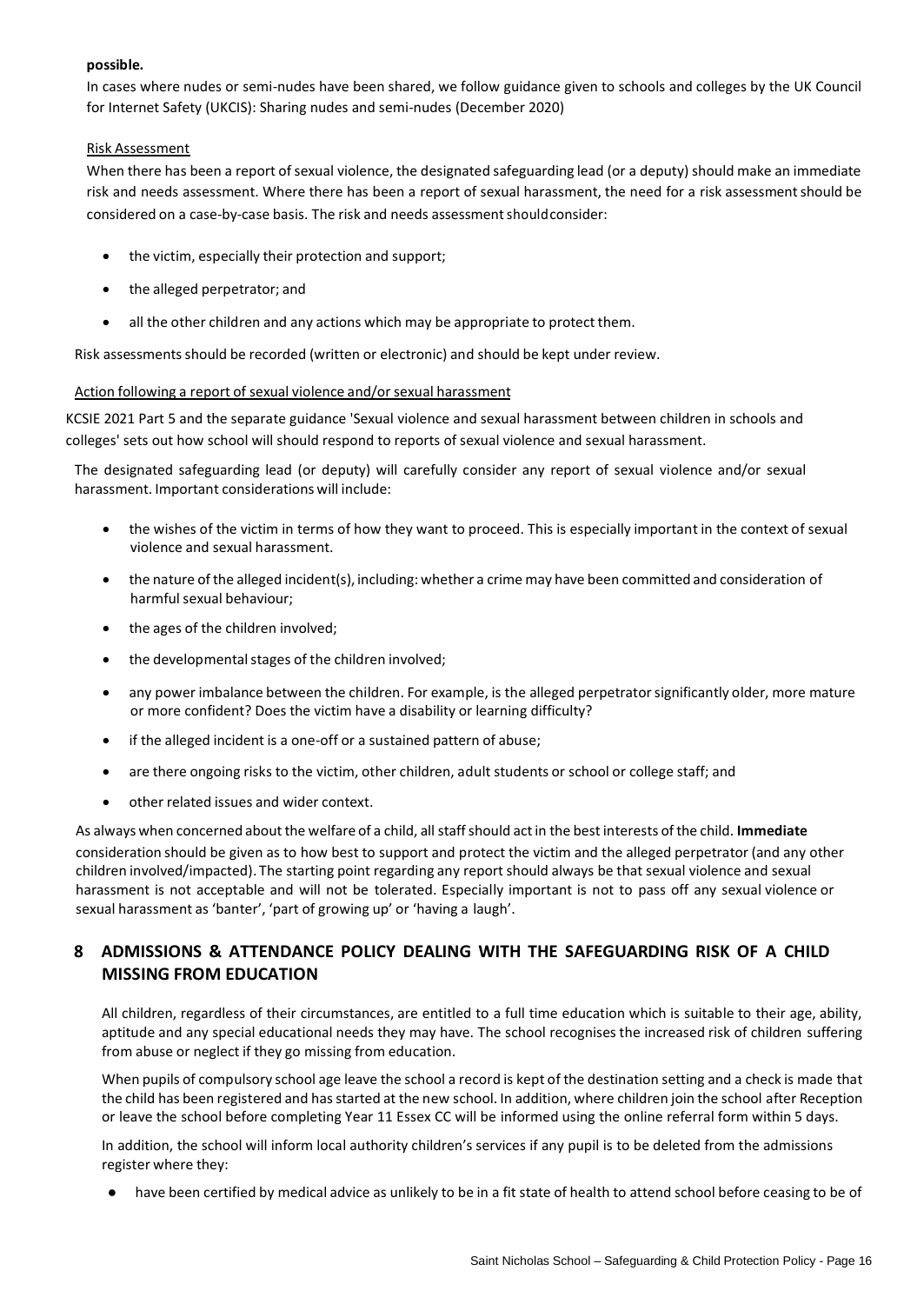**possible.**

In cases where nudes or semi-nudes have been shared, we follow guidance given to schools and colleges by the UK Council for Internet Safety (UKCIS): Sharing nudes and semi-nudes (December 2020)

Risk Assessment

When there has been a report of sexual violence, the designated safeguarding lead (or a deputy) should make an immediate risk and needs assessment. Where there has been a report of sexual harassment, the need for a risk assessment should be considered on a case-by-case basis. The risk and needs assessment shouldconsider:

- the victim, especially their protection and support;
- the alleged perpetrator; and
- all the other children and any actions which may be appropriate to protect them.

Risk assessments should be recorded (written or electronic) and should be kept under review.

Action following a report of sexual violence and/or sexual harassment

KCSIE 2021 Part 5 and the separate guidance 'Sexual violence and sexual harassment between children in schools and colleges' sets out how school will should respond to reports of sexual violence and sexual harassment.

The designated safeguarding lead (or deputy) will carefully consider any report of sexual violence and/or sexual harassment. Important considerations will include:

- the wishes of the victim in terms of how they want to proceed. This is especially important in the context of sexual violence and sexual harassment.
- the nature of the alleged incident(s), including: whether a crime may have been committed and consideration of harmful sexual behaviour;
- the ages of the children involved;
- the developmental stages of the children involved;
- any power imbalance between the children. For example, is the alleged perpetrator significantly older, more mature or more confident? Does the victim have a disability or learning difficulty?
- if the alleged incident is a one-off or a sustained pattern of abuse;
- are there ongoing risks to the victim, other children, adult students or school or college staff; and
- other related issues and wider context.

As always when concerned about the welfare of a child, all staff should act in the best interests of the child. **Immediate** consideration should be given as to how best to support and protect the victim and the alleged perpetrator (and any other children involved/impacted). The starting point regarding any report should always be that sexual violence and sexual harassment is not acceptable and will not be tolerated. Especially important is not to pass off any sexual violence or sexual harassment as 'banter', 'part of growing up' or 'having a laugh'.

## 8 ADMISSIONS & ATTENDANCE POLICY DEALING WITH THE SAFEGUARDING RISK OF A CHILD MISSING FROM EDUCATION

All children, regardless of their circumstances, are entitled to a full time education which is suitable to their age, ability, aptitude and any special educational needs they may have. The school recognises the increased risk of children suffering from abuse or neglect if they go missing from education.

When pupils of compulsory school age leave the school a record is kept of the destination setting and a check is made that the child has been registered and has started at the new school. In addition, where children join the school after Reception or leave the school before completing Year 11 Essex CC will be informed using the online referral form within 5 days.

In addition, the school will inform local authority children's services if any pupil is to be deleted from the admissions register where they:

- have been certified by medical advice as unlikely to be in a fit state of health to attend school before ceasing to be of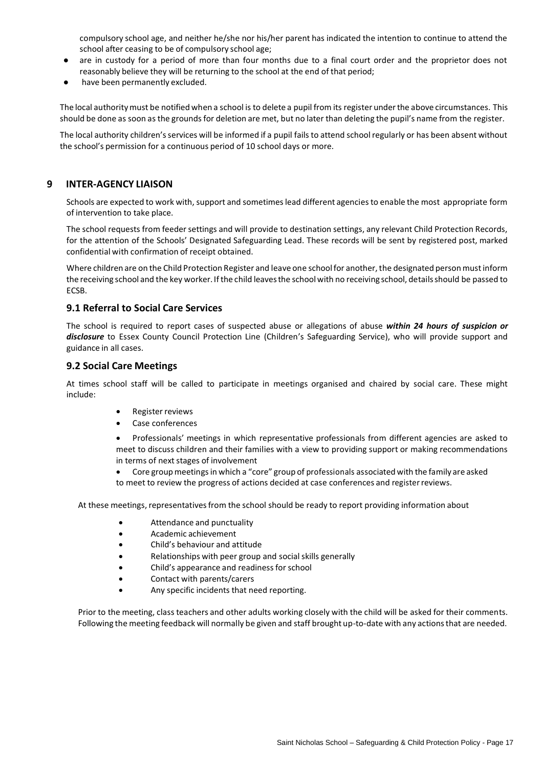compulsory school age, and neither he/she nor his/her parent has indicated the intention to continue to attend the school after ceasing to be of compulsory school age;

- are in custody for a period of more than four months due to a final court order and the proprietor does not reasonably believe they will be returning to the school at the end of that period;
- have been permanently excluded.

The local authority must be notified when a school is to delete a pupil from its register under the above circumstances. This should be done as soon as the grounds for deletion are met, but no later than deleting the pupil's name from the register.

The local authority children's services will be informed if a pupil fails to attend school regularly or has been absent without the school's permission for a continuous period of 10 school days or more.

## 9 INTER-AGENCY LIAISON

Schools are expected to work with, support and sometimes lead different agencies to enable the most appropriate form of intervention to take place.

The school requests from feeder settings and will provide to destination settings, any relevant Child Protection Records, for the attention of the Schools' Designated Safeguarding Lead. These records will be sent by registered post, marked confidential with confirmation of receipt obtained.

Where children are on the Child Protection Register and leave one school for another, the designated person must inform the receiving school and the key worker. If the child leaves the school with no receiving school, details should be passed to ECSB.

### 9.1 Referral to Social Care Services

The school is required to report cases of suspected abuse or allegations of abuse ***within 24 hours of suspicion or disclosure*** to Essex County Council Protection Line (Children's Safeguarding Service), who will provide support and guidance in all cases.

### 9.2 Social Care Meetings

At times school staff will be called to participate in meetings organised and chaired by social care. These might include:

- Register reviews
- Case conferences
- Professionals' meetings in which representative professionals from different agencies are asked to meet to discuss children and their families with a view to providing support or making recommendations in terms of next stages of involvement
- Core group meetings in which a "core" group of professionals associated with the family are asked to meet to review the progress of actions decided at case conferences and register reviews.

At these meetings, representatives from the school should be ready to report providing information about

- Attendance and punctuality
- Academic achievement
- Child's behaviour and attitude
- Relationships with peer group and social skills generally
- Child's appearance and readiness for school
- Contact with parents/carers
- Any specific incidents that need reporting.

Prior to the meeting, class teachers and other adults working closely with the child will be asked for their comments. Following the meeting feedback will normally be given and staff brought up-to-date with any actions that are needed.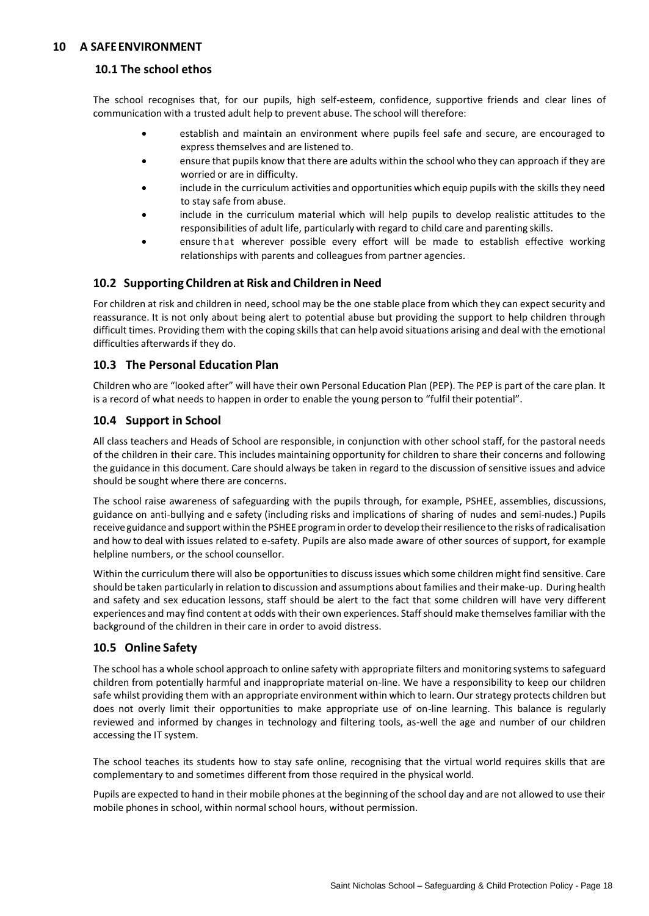## 10 A SAFE ENVIRONMENT

### 10.1 The school ethos

The school recognises that, for our pupils, high self-esteem, confidence, supportive friends and clear lines of communication with a trusted adult help to prevent abuse. The school will therefore:

- establish and maintain an environment where pupils feel safe and secure, are encouraged to express themselves and are listened to.
- ensure that pupils know that there are adults within the school who they can approach if they are worried or are in difficulty.
- include in the curriculum activities and opportunities which equip pupils with the skills they need to stay safe from abuse.
- include in the curriculum material which will help pupils to develop realistic attitudes to the responsibilities of adult life, particularly with regard to child care and parenting skills.
- ensure that wherever possible every effort will be made to establish effective working relationships with parents and colleagues from partner agencies.

### 10.2 Supporting Children at Risk and Children in Need

For children at risk and children in need, school may be the one stable place from which they can expect security and reassurance. It is not only about being alert to potential abuse but providing the support to help children through difficult times. Providing them with the coping skills that can help avoid situations arising and deal with the emotional difficulties afterwards if they do.

### 10.3 The Personal Education Plan

Children who are "looked after" will have their own Personal Education Plan (PEP). The PEP is part of the care plan. It is a record of what needs to happen in order to enable the young person to "fulfil their potential".

### 10.4 Support in School

All class teachers and Heads of School are responsible, in conjunction with other school staff, for the pastoral needs of the children in their care. This includes maintaining opportunity for children to share their concerns and following the guidance in this document. Care should always be taken in regard to the discussion of sensitive issues and advice should be sought where there are concerns.

The school raise awareness of safeguarding with the pupils through, for example, PSHEE, assemblies, discussions, guidance on anti-bullying and e safety (including risks and implications of sharing of nudes and semi-nudes.) Pupils receive guidance and support within the PSHEE program in order to develop their resilience to the risks of radicalisation and how to deal with issues related to e-safety. Pupils are also made aware of other sources of support, for example helpline numbers, or the school counsellor.

Within the curriculum there will also be opportunities to discuss issues which some children might find sensitive. Care should be taken particularly in relation to discussion and assumptions about families and their make-up. During health and safety and sex education lessons, staff should be alert to the fact that some children will have very different experiences and may find content at odds with their own experiences. Staff should make themselves familiar with the background of the children in their care in order to avoid distress.

### 10.5 Online Safety

The school has a whole school approach to online safety with appropriate filters and monitoring systems to safeguard children from potentially harmful and inappropriate material on-line. We have a responsibility to keep our children safe whilst providing them with an appropriate environment within which to learn. Our strategy protects children but does not overly limit their opportunities to make appropriate use of on-line learning. This balance is regularly reviewed and informed by changes in technology and filtering tools, as-well the age and number of our children accessing the IT system.

The school teaches its students how to stay safe online, recognising that the virtual world requires skills that are complementary to and sometimes different from those required in the physical world.

Pupils are expected to hand in their mobile phones at the beginning of the school day and are not allowed to use their mobile phones in school, within normal school hours, without permission.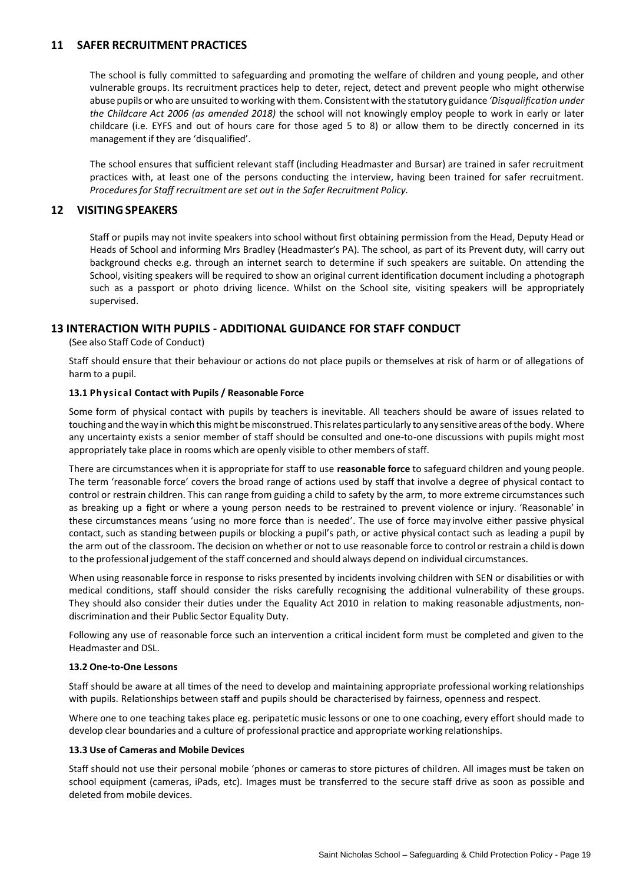## 11 SAFER RECRUITMENT PRACTICES

The school is fully committed to safeguarding and promoting the welfare of children and young people, and other vulnerable groups. Its recruitment practices help to deter, reject, detect and prevent people who might otherwise abuse pupils or who are unsuited to working with them. Consistent with the statutory guidance *'Disqualification under the Childcare Act 2006 (as amended 2018)* the school will not knowingly employ people to work in early or later childcare (i.e. EYFS and out of hours care for those aged 5 to 8) or allow them to be directly concerned in its management if they are 'disqualified'.

The school ensures that sufficient relevant staff (including Headmaster and Bursar) are trained in safer recruitment practices with, at least one of the persons conducting the interview, having been trained for safer recruitment. *Procedures for Staff recruitment are set out in the Safer Recruitment Policy.*

## 12 VISITING SPEAKERS

Staff or pupils may not invite speakers into school without first obtaining permission from the Head, Deputy Head or Heads of School and informing Mrs Bradley (Headmaster's PA). The school, as part of its Prevent duty, will carry out background checks e.g. through an internet search to determine if such speakers are suitable. On attending the School, visiting speakers will be required to show an original current identification document including a photograph such as a passport or photo driving licence. Whilst on the School site, visiting speakers will be appropriately supervised.

## 13 INTERACTION WITH PUPILS - ADDITIONAL GUIDANCE FOR STAFF CONDUCT

(See also Staff Code of Conduct)

Staff should ensure that their behaviour or actions do not place pupils or themselves at risk of harm or of allegations of harm to a pupil.

### 13.1 Physical Contact with Pupils / Reasonable Force

Some form of physical contact with pupils by teachers is inevitable. All teachers should be aware of issues related to touching and the way in which this might be misconstrued. This relates particularly to any sensitive areas of the body. Where any uncertainty exists a senior member of staff should be consulted and one-to-one discussions with pupils might most appropriately take place in rooms which are openly visible to other members of staff.

There are circumstances when it is appropriate for staff to use **reasonable force** to safeguard children and young people. The term 'reasonable force' covers the broad range of actions used by staff that involve a degree of physical contact to control or restrain children. This can range from guiding a child to safety by the arm, to more extreme circumstances such as breaking up a fight or where a young person needs to be restrained to prevent violence or injury. 'Reasonable' in these circumstances means 'using no more force than is needed'. The use of force may involve either passive physical contact, such as standing between pupils or blocking a pupil's path, or active physical contact such as leading a pupil by the arm out of the classroom. The decision on whether or not to use reasonable force to control or restrain a child is down to the professional judgement of the staff concerned and should always depend on individual circumstances.

When using reasonable force in response to risks presented by incidents involving children with SEN or disabilities or with medical conditions, staff should consider the risks carefully recognising the additional vulnerability of these groups. They should also consider their duties under the Equality Act 2010 in relation to making reasonable adjustments, non-discrimination and their Public Sector Equality Duty.

Following any use of reasonable force such an intervention a critical incident form must be completed and given to the Headmaster and DSL.

### 13.2 One-to-One Lessons

Staff should be aware at all times of the need to develop and maintaining appropriate professional working relationships with pupils. Relationships between staff and pupils should be characterised by fairness, openness and respect.

Where one to one teaching takes place eg. peripatetic music lessons or one to one coaching, every effort should made to develop clear boundaries and a culture of professional practice and appropriate working relationships.

### 13.3 Use of Cameras and Mobile Devices

Staff should not use their personal mobile 'phones or cameras to store pictures of children. All images must be taken on school equipment (cameras, iPads, etc). Images must be transferred to the secure staff drive as soon as possible and deleted from mobile devices.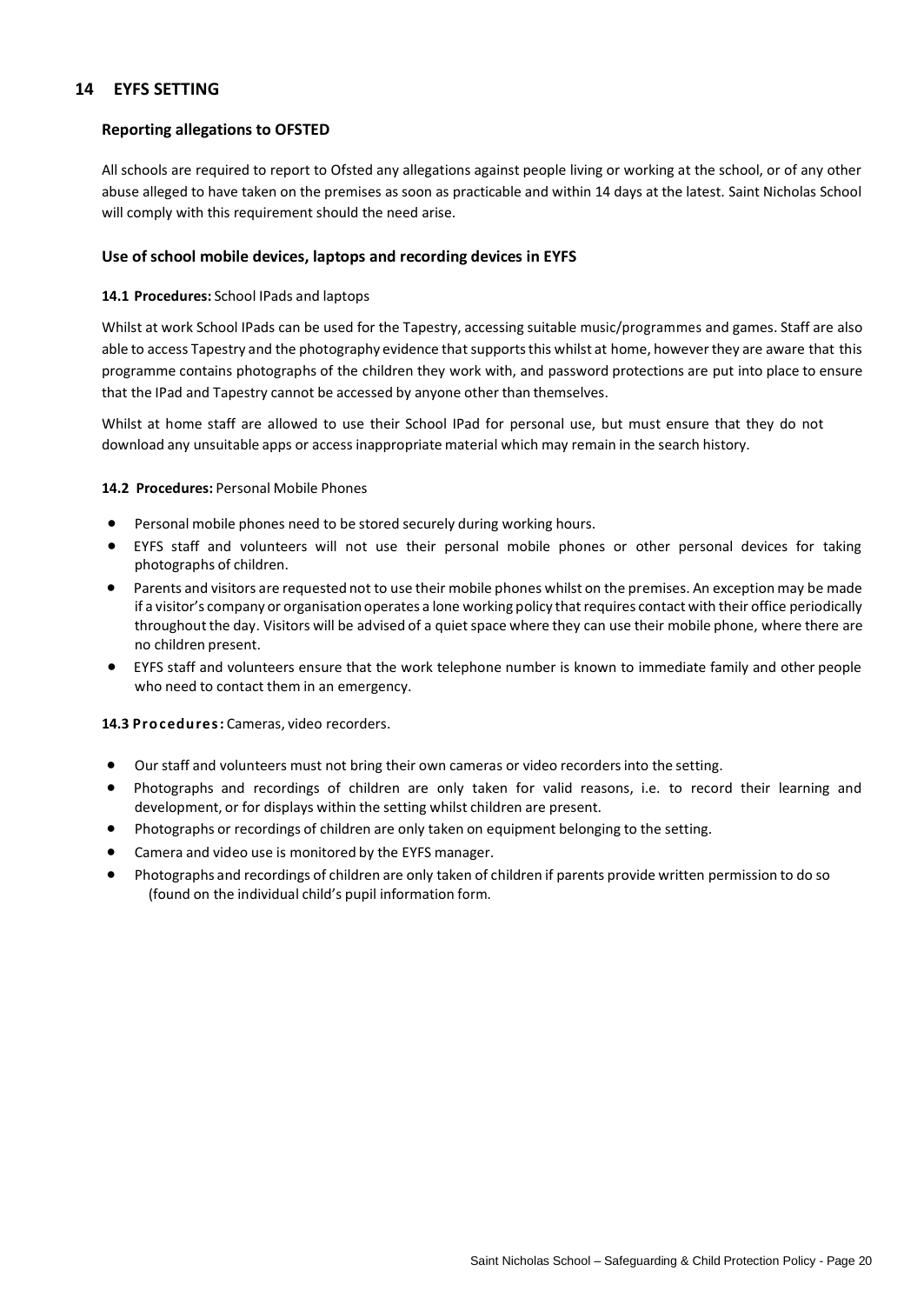## 14 EYFS SETTING

### Reporting allegations to OFSTED

All schools are required to report to Ofsted any allegations against people living or working at the school, or of any other abuse alleged to have taken on the premises as soon as practicable and within 14 days at the latest. Saint Nicholas School will comply with this requirement should the need arise.

### Use of school mobile devices, laptops and recording devices in EYFS

**14.1 Procedures:** School IPads and laptops

Whilst at work School IPads can be used for the Tapestry, accessing suitable music/programmes and games. Staff are also able to access Tapestry and the photography evidence that supports this whilst at home, however they are aware that this programme contains photographs of the children they work with, and password protections are put into place to ensure that the IPad and Tapestry cannot be accessed by anyone other than themselves.

Whilst at home staff are allowed to use their School IPad for personal use, but must ensure that they do not download any unsuitable apps or access inappropriate material which may remain in the search history.

**14.2 Procedures:** Personal Mobile Phones

- Personal mobile phones need to be stored securely during working hours.
- EYFS staff and volunteers will not use their personal mobile phones or other personal devices for taking photographs of children.
- Parents and visitors are requested not to use their mobile phones whilst on the premises. An exception may be made if a visitor's company or organisation operates a lone working policy that requires contact with their office periodically throughout the day. Visitors will be advised of a quiet space where they can use their mobile phone, where there are no children present.
- EYFS staff and volunteers ensure that the work telephone number is known to immediate family and other people who need to contact them in an emergency.

**14.3 Procedures:** Cameras, video recorders.

- Our staff and volunteers must not bring their own cameras or video recorders into the setting.
- Photographs and recordings of children are only taken for valid reasons, i.e. to record their learning and development, or for displays within the setting whilst children are present.
- Photographs or recordings of children are only taken on equipment belonging to the setting.
- Camera and video use is monitored by the EYFS manager.
- Photographs and recordings of children are only taken of children if parents provide written permission to do so (found on the individual child's pupil information form.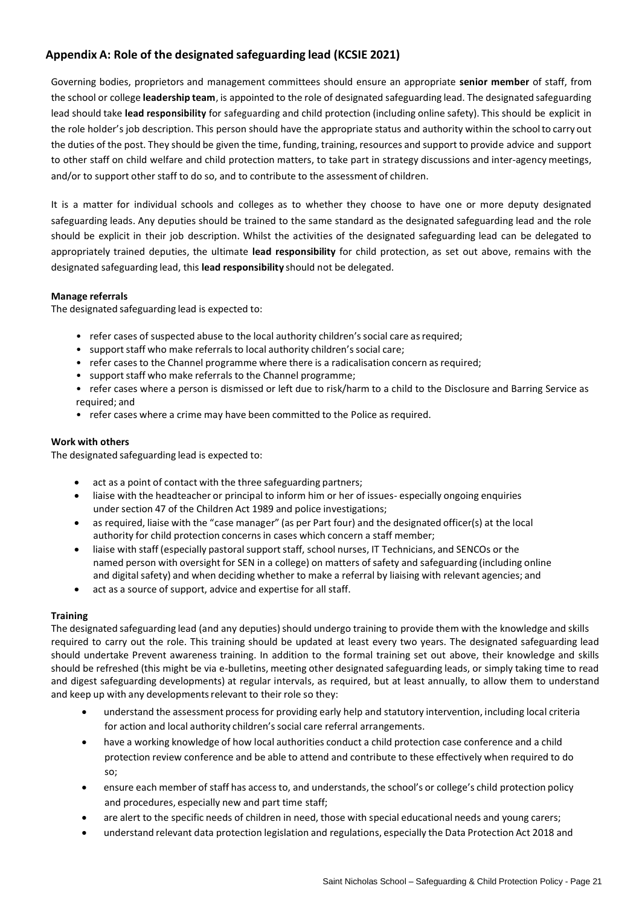## Appendix A: Role of the designated safeguarding lead (KCSIE 2021)

Governing bodies, proprietors and management committees should ensure an appropriate **senior member** of staff, from the school or college **leadership team**, is appointed to the role of designated safeguarding lead. The designated safeguarding lead should take **lead responsibility** for safeguarding and child protection (including online safety). This should be explicit in the role holder's job description. This person should have the appropriate status and authority within the school to carry out the duties of the post. They should be given the time, funding, training, resources and support to provide advice and support to other staff on child welfare and child protection matters, to take part in strategy discussions and inter-agency meetings, and/or to support other staff to do so, and to contribute to the assessment of children.

It is a matter for individual schools and colleges as to whether they choose to have one or more deputy designated safeguarding leads. Any deputies should be trained to the same standard as the designated safeguarding lead and the role should be explicit in their job description. Whilst the activities of the designated safeguarding lead can be delegated to appropriately trained deputies, the ultimate **lead responsibility** for child protection, as set out above, remains with the designated safeguarding lead, this **lead responsibility** should not be delegated.

**Manage referrals**

The designated safeguarding lead is expected to:

- refer cases of suspected abuse to the local authority children's social care as required;
- support staff who make referrals to local authority children's social care;
- refer cases to the Channel programme where there is a radicalisation concern as required;
- support staff who make referrals to the Channel programme;
- refer cases where a person is dismissed or left due to risk/harm to a child to the Disclosure and Barring Service as required; and
- refer cases where a crime may have been committed to the Police as required.

**Work with others**

The designated safeguarding lead is expected to:

- act as a point of contact with the three safeguarding partners;
- liaise with the headteacher or principal to inform him or her of issues- especially ongoing enquiries under section 47 of the Children Act 1989 and police investigations;
- as required, liaise with the "case manager" (as per Part four) and the designated officer(s) at the local authority for child protection concerns in cases which concern a staff member;
- liaise with staff (especially pastoral support staff, school nurses, IT Technicians, and SENCOs or the named person with oversight for SEN in a college) on matters of safety and safeguarding (including online and digital safety) and when deciding whether to make a referral by liaising with relevant agencies; and
- act as a source of support, advice and expertise for all staff.

**Training**

The designated safeguarding lead (and any deputies) should undergo training to provide them with the knowledge and skills required to carry out the role. This training should be updated at least every two years. The designated safeguarding lead should undertake Prevent awareness training. In addition to the formal training set out above, their knowledge and skills should be refreshed (this might be via e-bulletins, meeting other designated safeguarding leads, or simply taking time to read and digest safeguarding developments) at regular intervals, as required, but at least annually, to allow them to understand and keep up with any developments relevant to their role so they:

- understand the assessment process for providing early help and statutory intervention, including local criteria for action and local authority children's social care referral arrangements.
- have a working knowledge of how local authorities conduct a child protection case conference and a child protection review conference and be able to attend and contribute to these effectively when required to do so;
- ensure each member of staff has access to, and understands, the school's or college's child protection policy and procedures, especially new and part time staff;
- are alert to the specific needs of children in need, those with special educational needs and young carers;
- understand relevant data protection legislation and regulations, especially the Data Protection Act 2018 and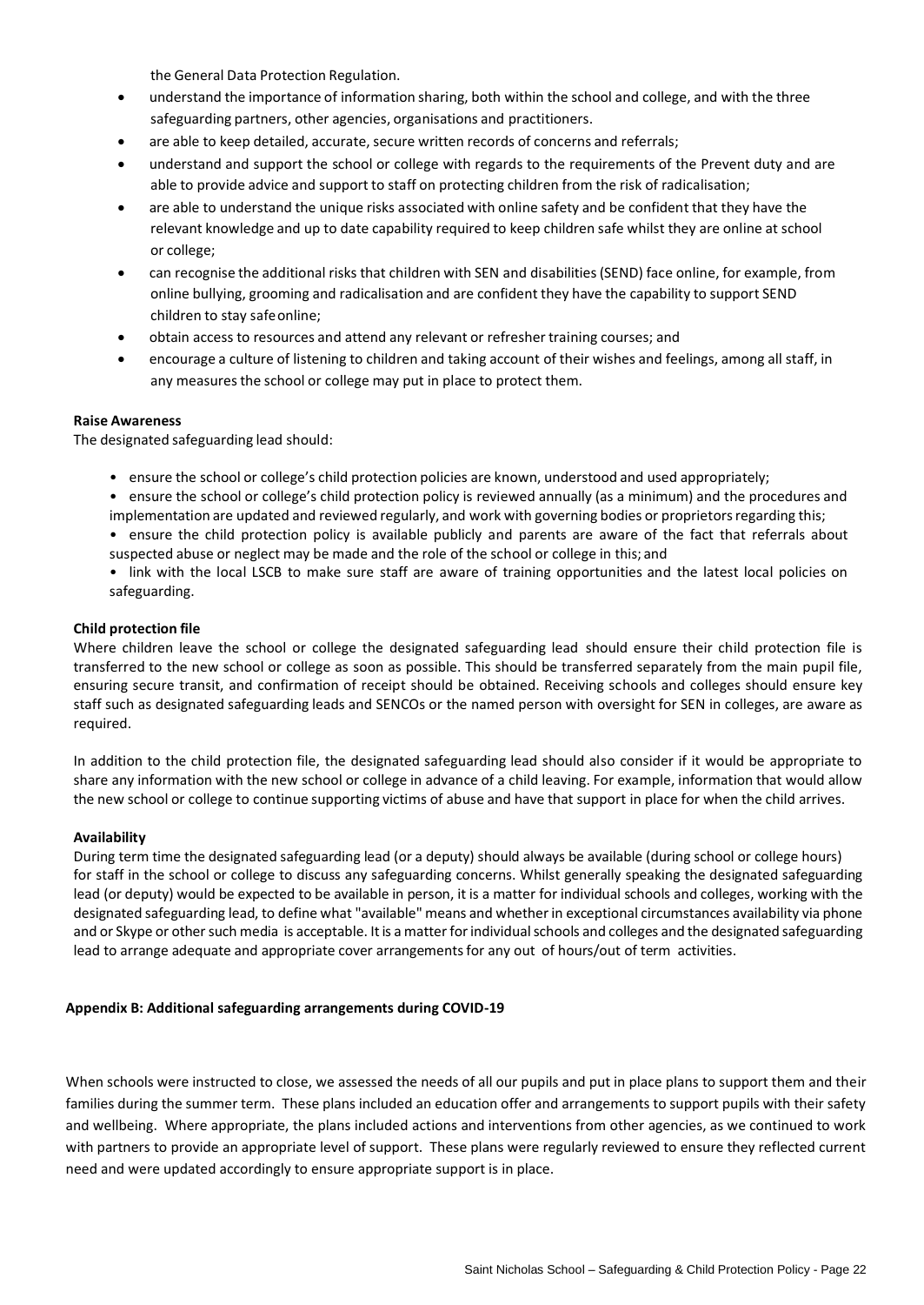the General Data Protection Regulation.

- understand the importance of information sharing, both within the school and college, and with the three safeguarding partners, other agencies, organisations and practitioners.
- are able to keep detailed, accurate, secure written records of concerns and referrals;
- understand and support the school or college with regards to the requirements of the Prevent duty and are able to provide advice and support to staff on protecting children from the risk of radicalisation;
- are able to understand the unique risks associated with online safety and be confident that they have the relevant knowledge and up to date capability required to keep children safe whilst they are online at school or college;
- can recognise the additional risks that children with SEN and disabilities (SEND) face online, for example, from online bullying, grooming and radicalisation and are confident they have the capability to support SEND children to stay safe online;
- obtain access to resources and attend any relevant or refresher training courses; and
- encourage a culture of listening to children and taking account of their wishes and feelings, among all staff, in any measures the school or college may put in place to protect them.

**Raise Awareness**

The designated safeguarding lead should:

- ensure the school or college's child protection policies are known, understood and used appropriately;
- ensure the school or college's child protection policy is reviewed annually (as a minimum) and the procedures and implementation are updated and reviewed regularly, and work with governing bodies or proprietors regarding this;
- ensure the child protection policy is available publicly and parents are aware of the fact that referrals about suspected abuse or neglect may be made and the role of the school or college in this; and
- link with the local LSCB to make sure staff are aware of training opportunities and the latest local policies on safeguarding.

**Child protection file**

Where children leave the school or college the designated safeguarding lead should ensure their child protection file is transferred to the new school or college as soon as possible. This should be transferred separately from the main pupil file, ensuring secure transit, and confirmation of receipt should be obtained. Receiving schools and colleges should ensure key staff such as designated safeguarding leads and SENCOs or the named person with oversight for SEN in colleges, are aware as required.

In addition to the child protection file, the designated safeguarding lead should also consider if it would be appropriate to share any information with the new school or college in advance of a child leaving. For example, information that would allow the new school or college to continue supporting victims of abuse and have that support in place for when the child arrives.

**Availability**

During term time the designated safeguarding lead (or a deputy) should always be available (during school or college hours) for staff in the school or college to discuss any safeguarding concerns. Whilst generally speaking the designated safeguarding lead (or deputy) would be expected to be available in person, it is a matter for individual schools and colleges, working with the designated safeguarding lead, to define what "available" means and whether in exceptional circumstances availability via phone and or Skype or other such media is acceptable. It is a matter for individual schools and colleges and the designated safeguarding lead to arrange adequate and appropriate cover arrangements for any out of hours/out of term activities.

**Appendix B: Additional safeguarding arrangements during COVID-19**

When schools were instructed to close, we assessed the needs of all our pupils and put in place plans to support them and their families during the summer term. These plans included an education offer and arrangements to support pupils with their safety and wellbeing. Where appropriate, the plans included actions and interventions from other agencies, as we continued to work with partners to provide an appropriate level of support. These plans were regularly reviewed to ensure they reflected current need and were updated accordingly to ensure appropriate support is in place.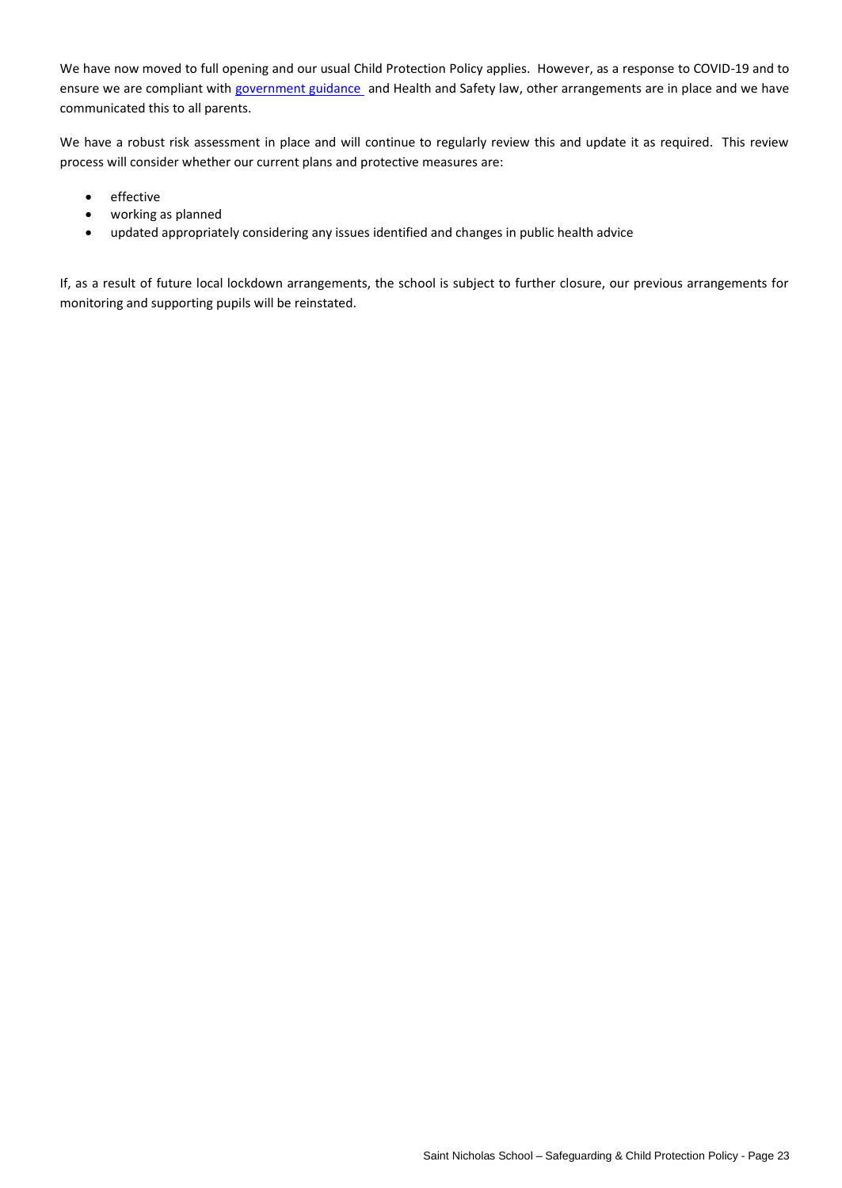We have now moved to full opening and our usual Child Protection Policy applies. However, as a response to COVID-19 and to ensure we are compliant with government guidance and Health and Safety law, other arrangements are in place and we have communicated this to all parents.

We have a robust risk assessment in place and will continue to regularly review this and update it as required. This review process will consider whether our current plans and protective measures are:

- effective
- working as planned
- updated appropriately considering any issues identified and changes in public health advice

If, as a result of future local lockdown arrangements, the school is subject to further closure, our previous arrangements for monitoring and supporting pupils will be reinstated.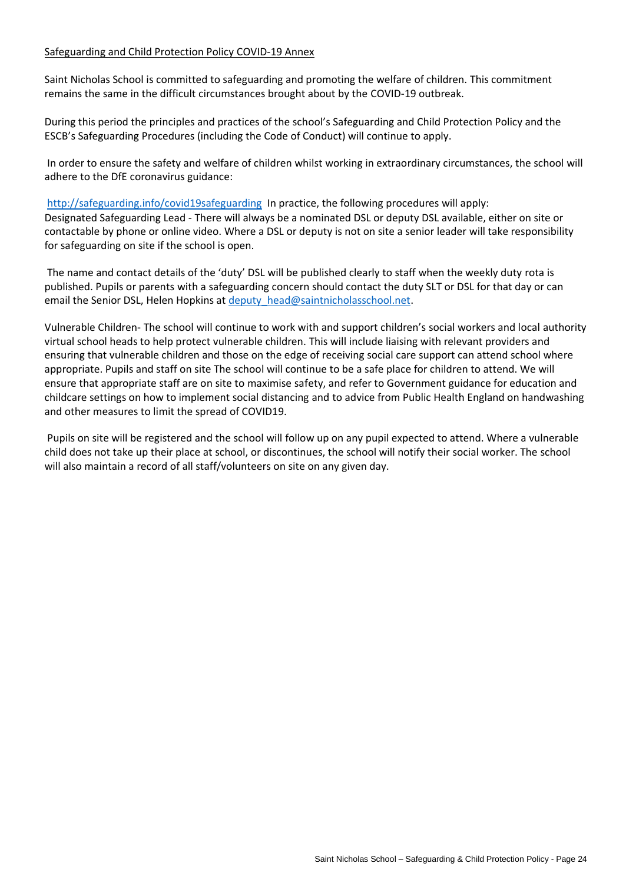Safeguarding and Child Protection Policy COVID-19 Annex

Saint Nicholas School is committed to safeguarding and promoting the welfare of children. This commitment remains the same in the difficult circumstances brought about by the COVID-19 outbreak.

During this period the principles and practices of the school's Safeguarding and Child Protection Policy and the ESCB's Safeguarding Procedures (including the Code of Conduct) will continue to apply.

In order to ensure the safety and welfare of children whilst working in extraordinary circumstances, the school will adhere to the DfE coronavirus guidance:

http://safeguarding.info/covid19safeguarding In practice, the following procedures will apply: Designated Safeguarding Lead - There will always be a nominated DSL or deputy DSL available, either on site or contactable by phone or online video. Where a DSL or deputy is not on site a senior leader will take responsibility for safeguarding on site if the school is open.

The name and contact details of the 'duty' DSL will be published clearly to staff when the weekly duty rota is published. Pupils or parents with a safeguarding concern should contact the duty SLT or DSL for that day or can email the Senior DSL, Helen Hopkins at deputy_head@saintnicholasschool.net.

Vulnerable Children- The school will continue to work with and support children's social workers and local authority virtual school heads to help protect vulnerable children. This will include liaising with relevant providers and ensuring that vulnerable children and those on the edge of receiving social care support can attend school where appropriate. Pupils and staff on site The school will continue to be a safe place for children to attend. We will ensure that appropriate staff are on site to maximise safety, and refer to Government guidance for education and childcare settings on how to implement social distancing and to advice from Public Health England on handwashing and other measures to limit the spread of COVID19.

Pupils on site will be registered and the school will follow up on any pupil expected to attend. Where a vulnerable child does not take up their place at school, or discontinues, the school will notify their social worker. The school will also maintain a record of all staff/volunteers on site on any given day.